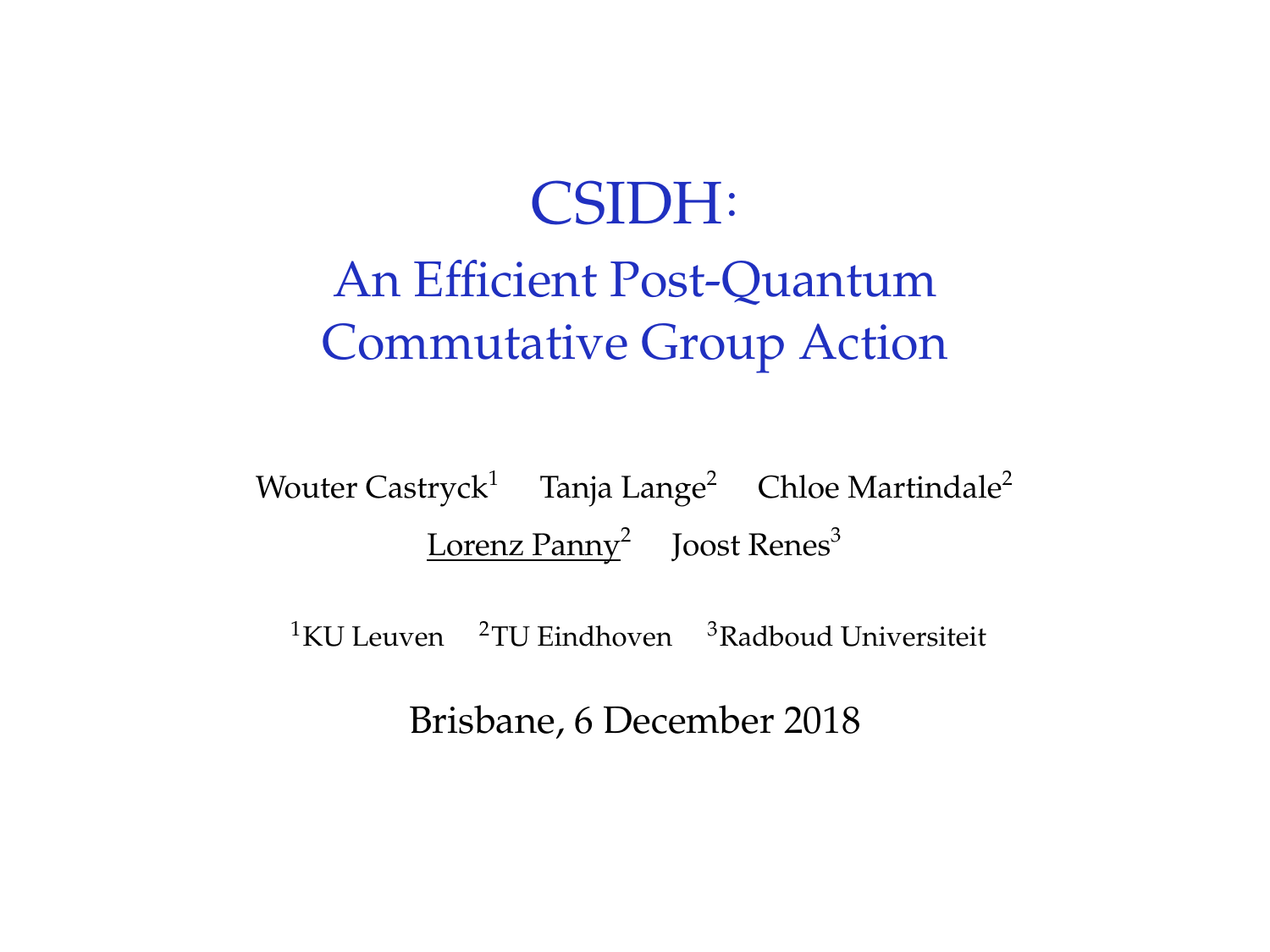# CSIDH:

## An Efficient Post-Quantum Commutative Group Action

Wouter Castryck[1] Tanja Lange[2] Chloe Martindale[2]

Lorenz Panny[2] Joost Renes[3]

[1]KU Leuven [2]TU Eindhoven [3]Radboud Universiteit

Brisbane, 6 December 2018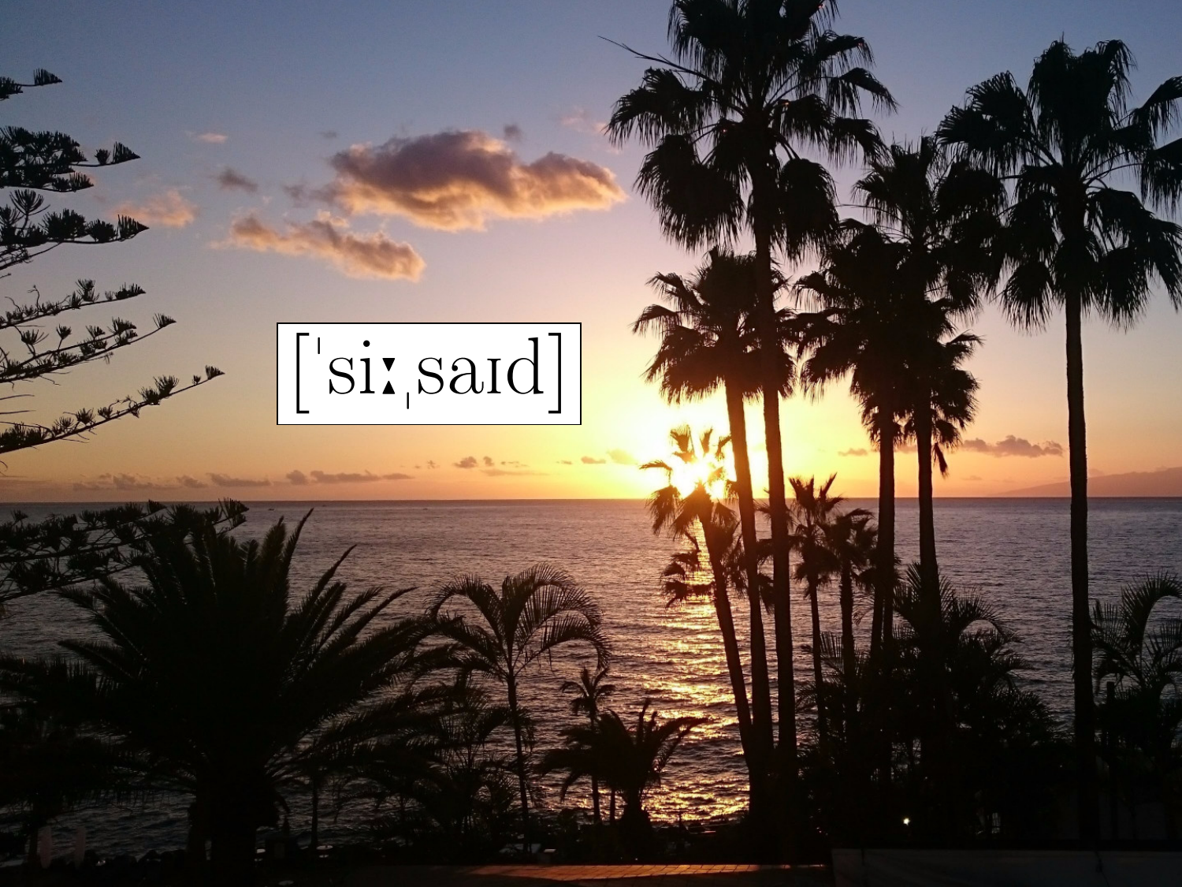[ˈsiːˌsaɪd]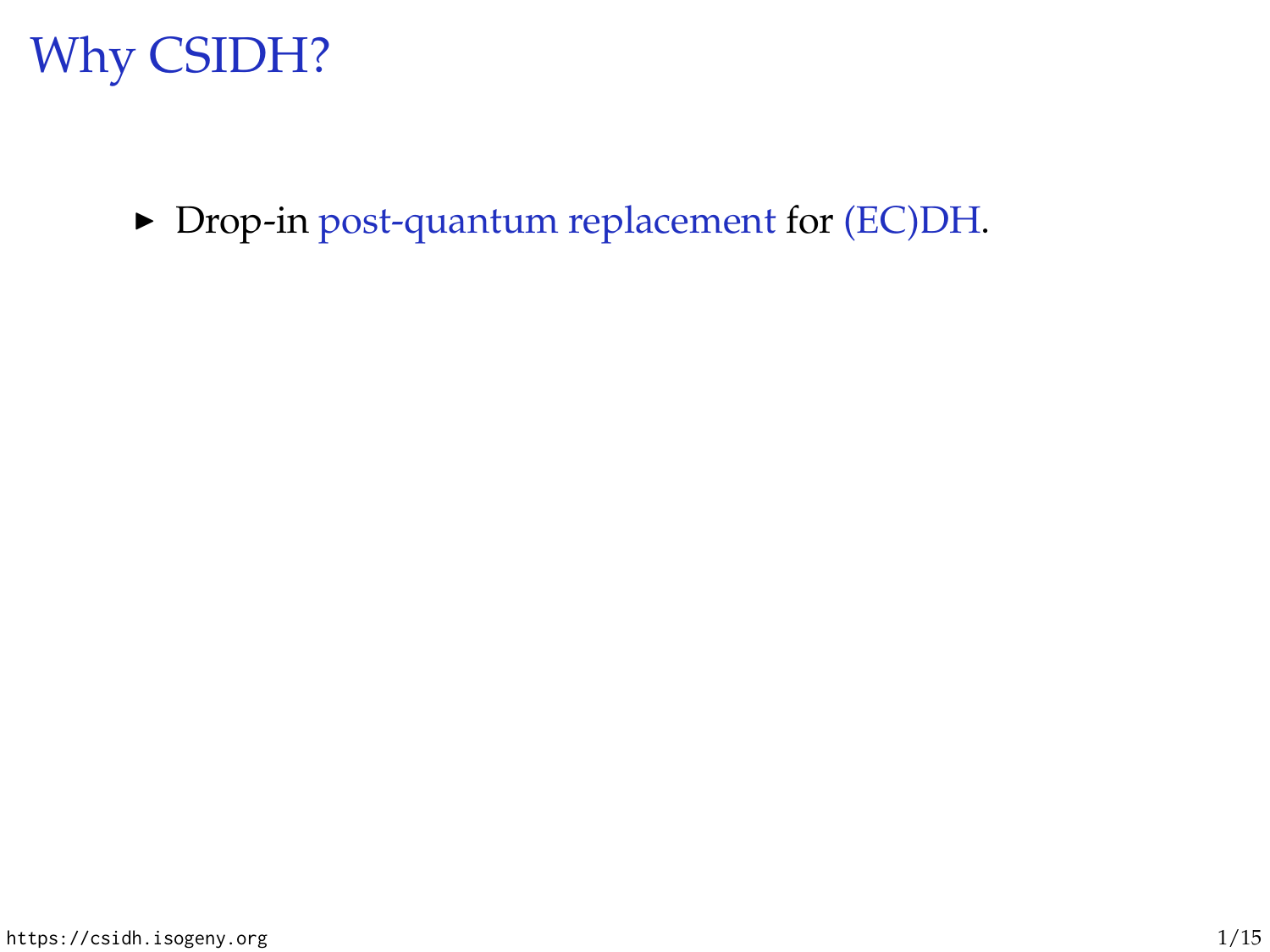# Why CSIDH?

- Drop-in post-quantum replacement for (EC)DH.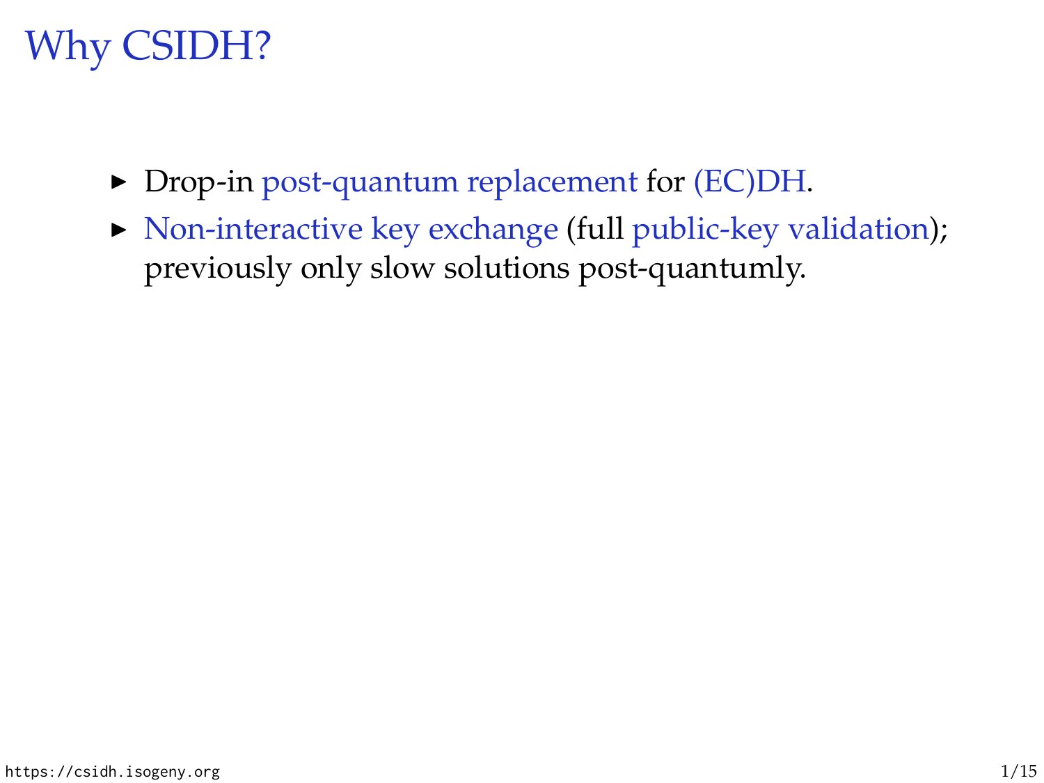# Why CSIDH?

- Drop-in post-quantum replacement for (EC)DH.
- Non-interactive key exchange (full public-key validation); previously only slow solutions post-quantumly.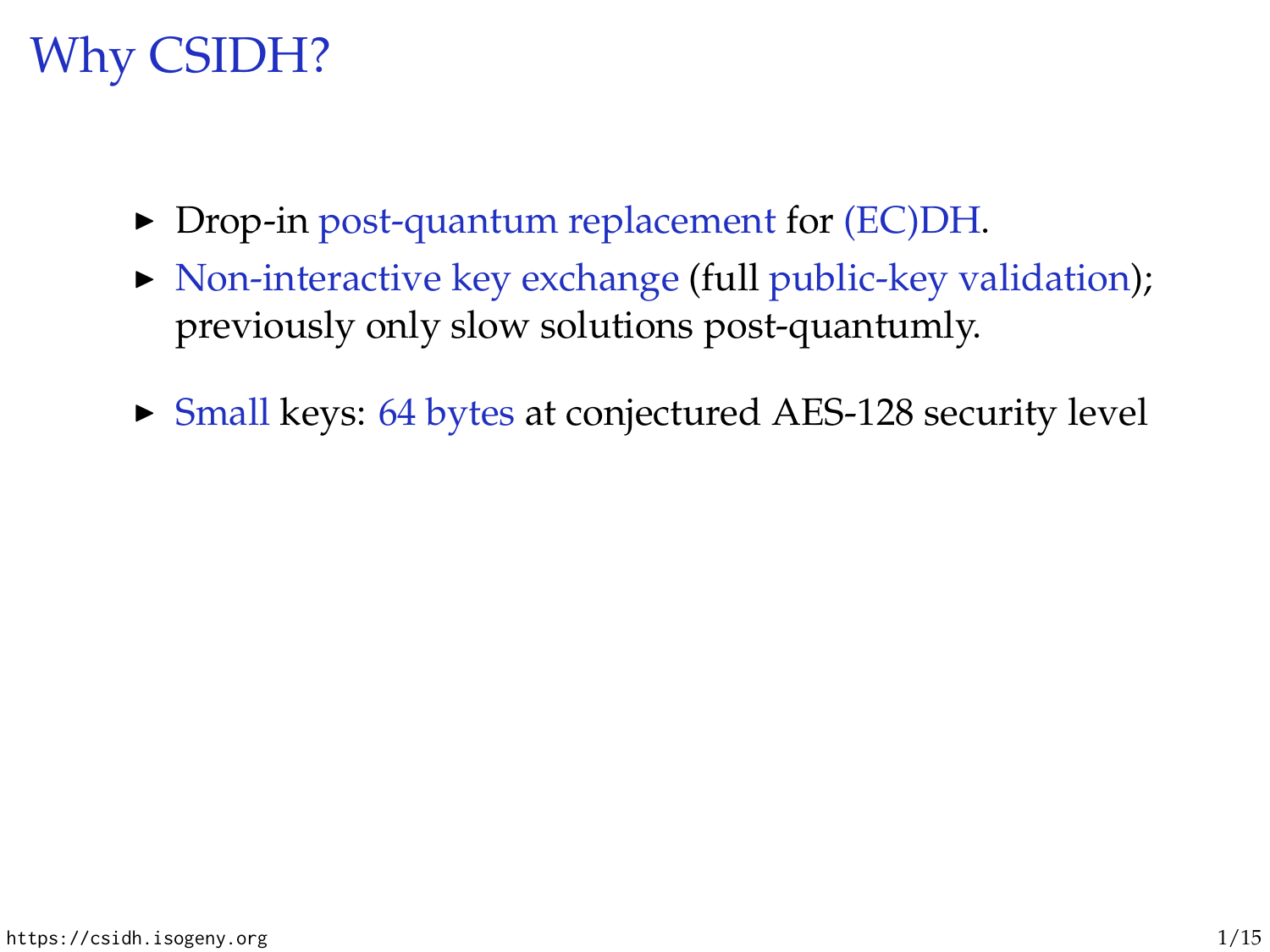# Why CSIDH?

- Drop-in post-quantum replacement for (EC)DH.
- Non-interactive key exchange (full public-key validation); previously only slow solutions post-quantumly.
- Small keys: 64 bytes at conjectured AES-128 security level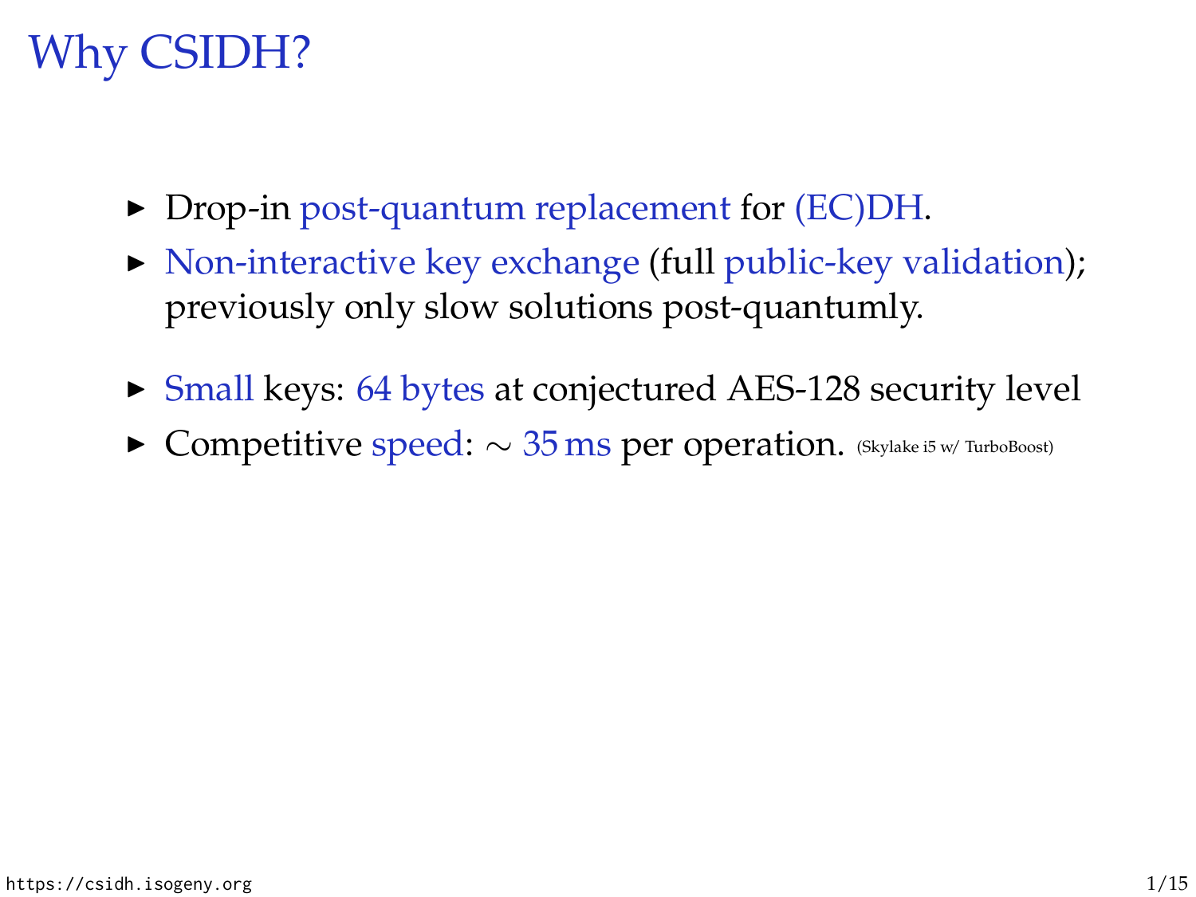# Why CSIDH?

- Drop-in post-quantum replacement for (EC)DH.
- Non-interactive key exchange (full public-key validation); previously only slow solutions post-quantumly.
- Small keys: 64 bytes at conjectured AES-128 security level
- Competitive speed: $\sim$ 35 ms per operation. (Skylake i5 w/ TurboBoost)

https://csidh.isogeny.org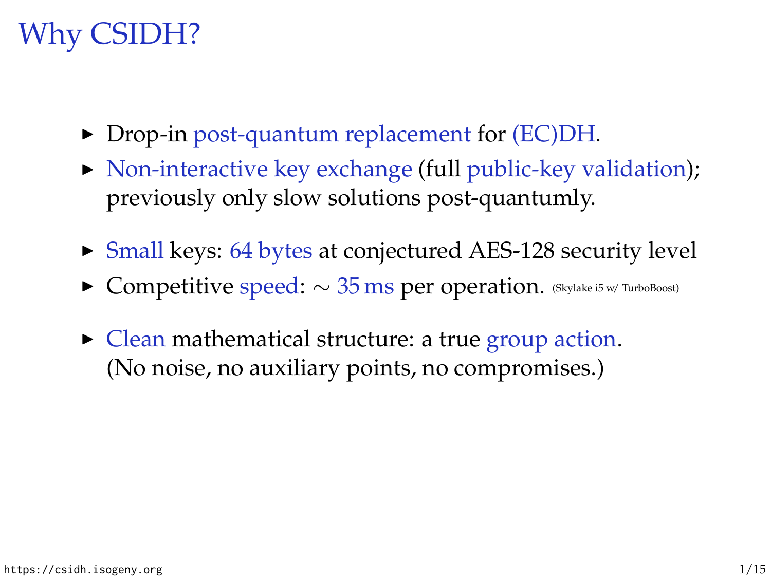# Why CSIDH?

- Drop-in post-quantum replacement for (EC)DH.
- Non-interactive key exchange (full public-key validation); previously only slow solutions post-quantumly.
- Small keys: 64 bytes at conjectured AES-128 security level
- Competitive speed: $\sim$ 35 ms per operation. (Skylake i5 w/ TurboBoost)
- Clean mathematical structure: a true group action. (No noise, no auxiliary points, no compromises.)

https://csidh.isogeny.org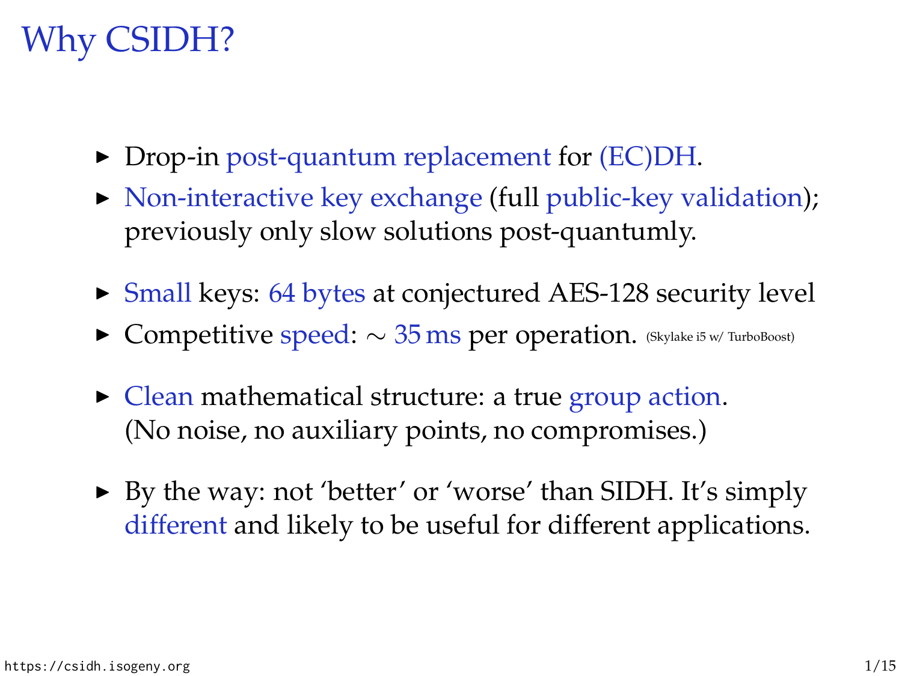# Why CSIDH?

- Drop-in post-quantum replacement for (EC)DH.
- Non-interactive key exchange (full public-key validation); previously only slow solutions post-quantumly.
- Small keys: 64 bytes at conjectured AES-128 security level
- Competitive speed: $\sim$ 35 ms per operation. (Skylake i5 w/ TurboBoost)
- Clean mathematical structure: a true group action. (No noise, no auxiliary points, no compromises.)
- By the way: not 'better' or 'worse' than SIDH. It's simply different and likely to be useful for different applications.

https://csidh.isogeny.org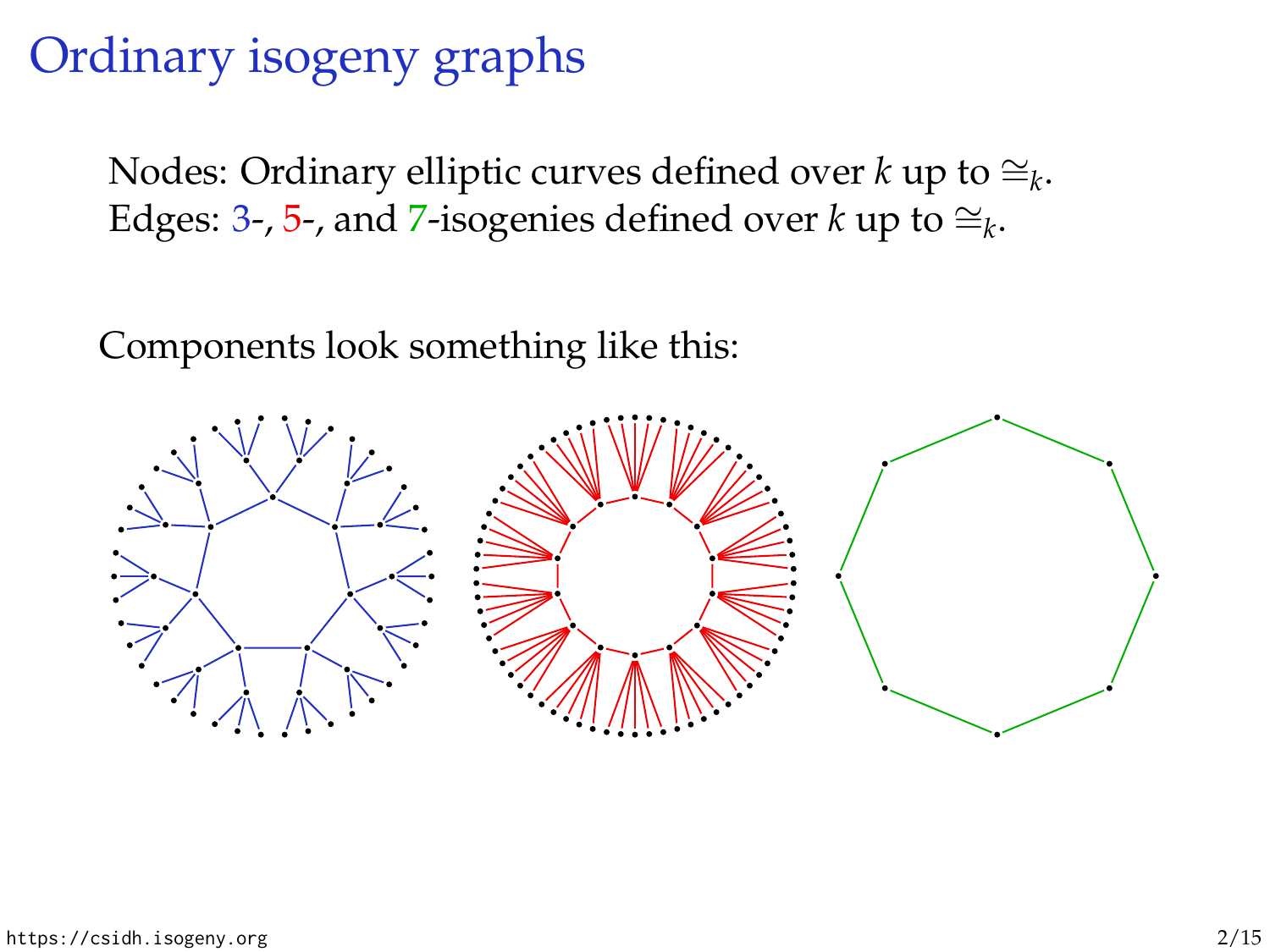# Ordinary isogeny graphs

Nodes: Ordinary elliptic curves defined over $k$ up to $\cong_k$.
Edges: 3-, 5-, and 7-isogenies defined over $k$ up to $\cong_k$.

Components look something like this: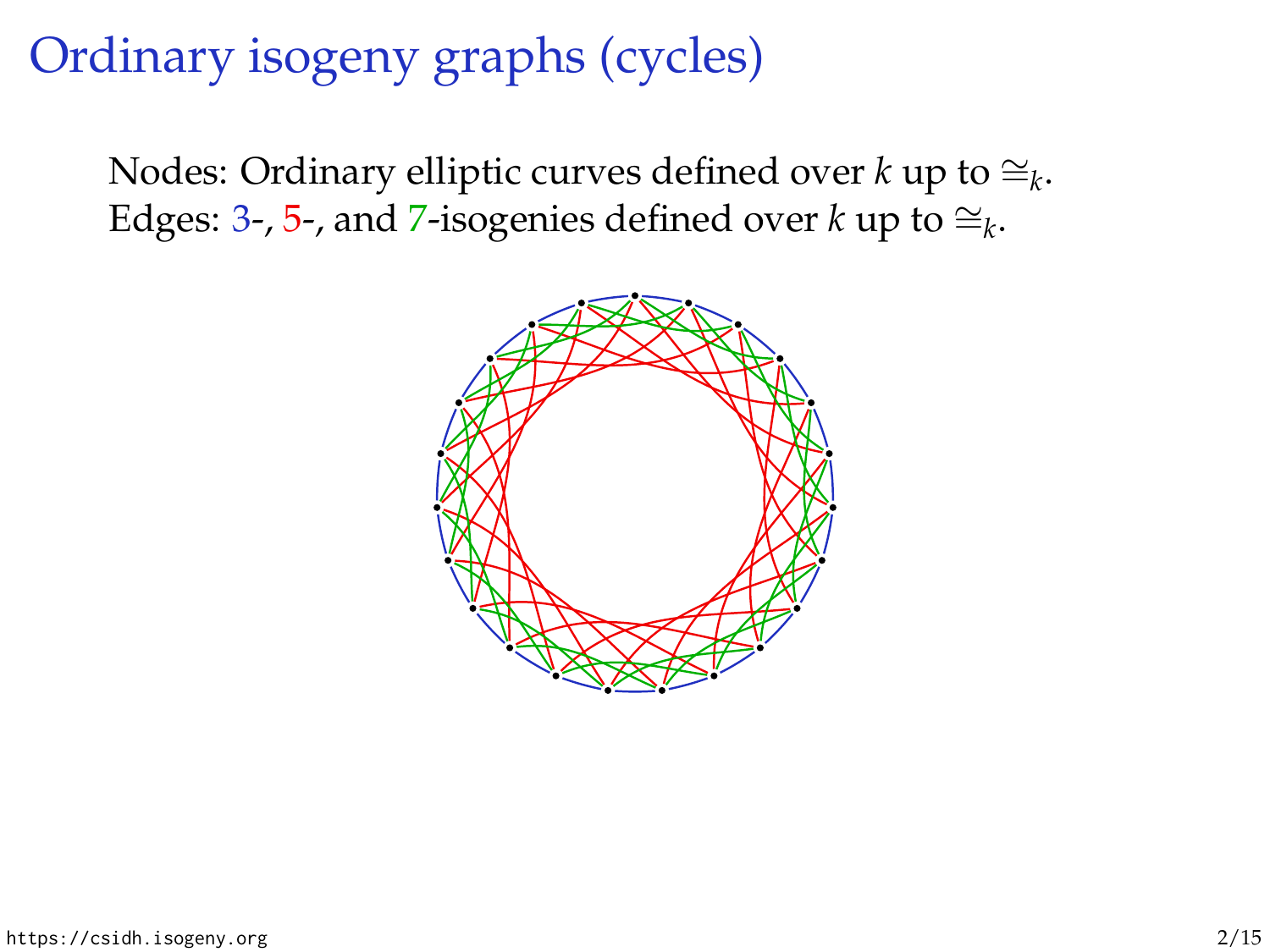# Ordinary isogeny graphs (cycles)

Nodes: Ordinary elliptic curves defined over $k$ up to $\cong_k$.
Edges: 3-, 5-, and 7-isogenies defined over $k$ up to $\cong_k$.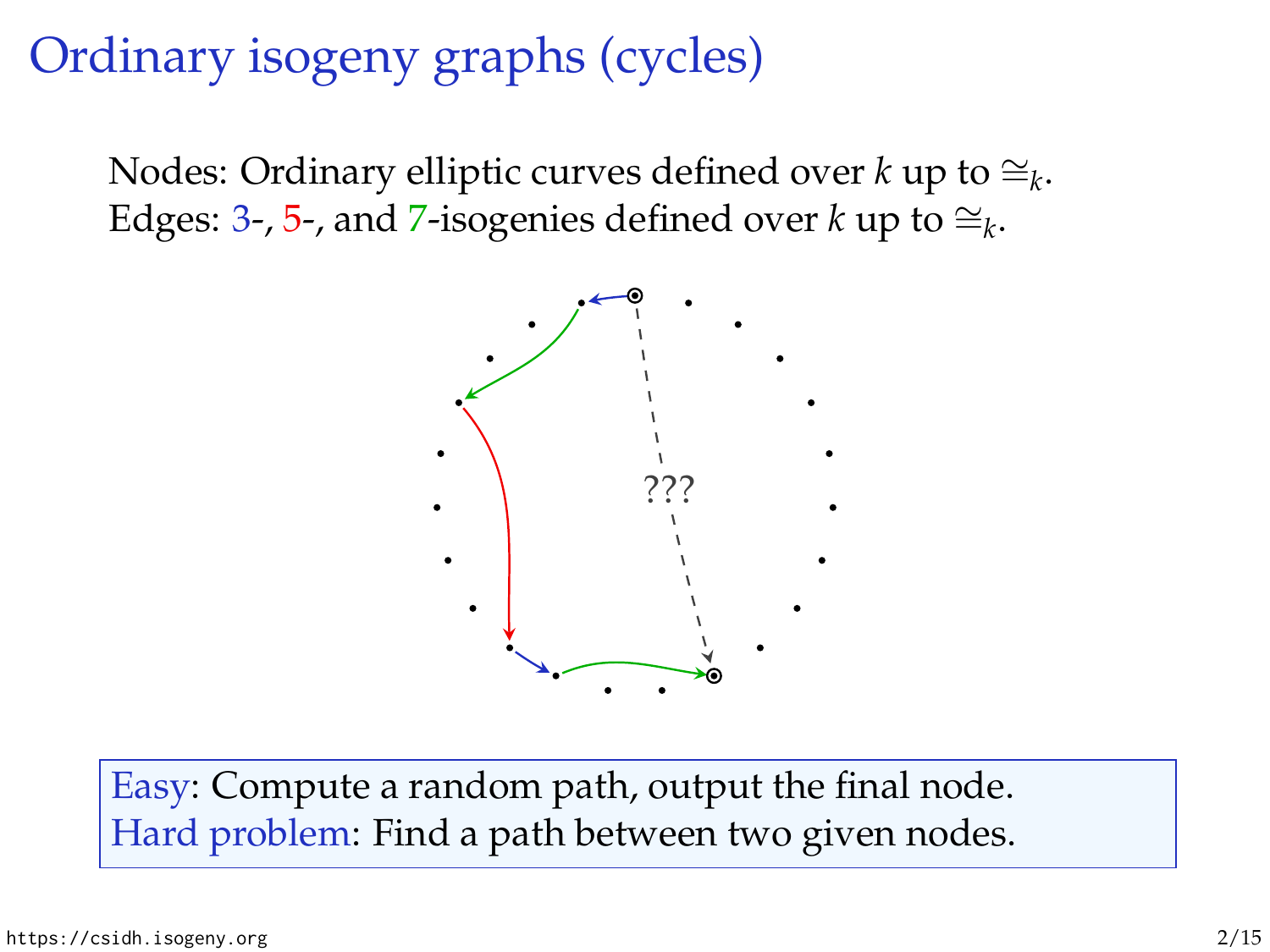# Ordinary isogeny graphs (cycles)

Nodes: Ordinary elliptic curves defined over $k$ up to $\cong_k$.
Edges: 3-, 5-, and 7-isogenies defined over $k$ up to $\cong_k$.

???

Easy: Compute a random path, output the final node.
Hard problem: Find a path between two given nodes.

https://csidh.isogeny.org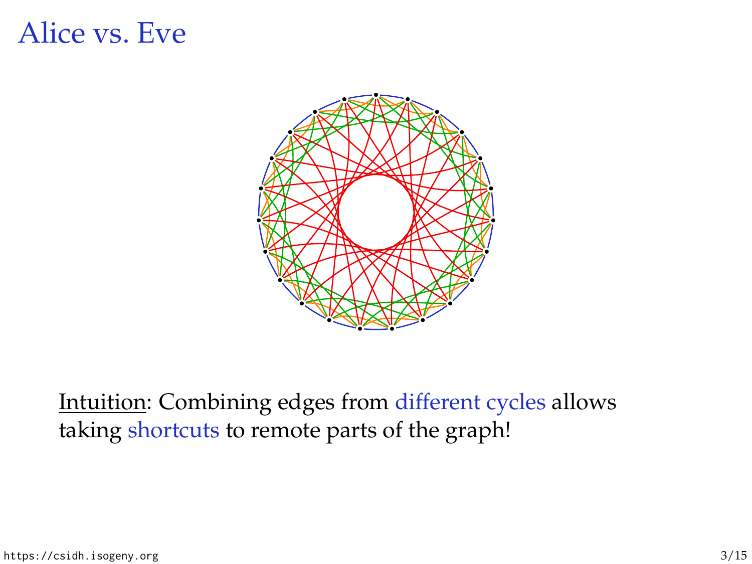# Alice vs. Eve

Intuition: Combining edges from different cycles allows taking shortcuts to remote parts of the graph!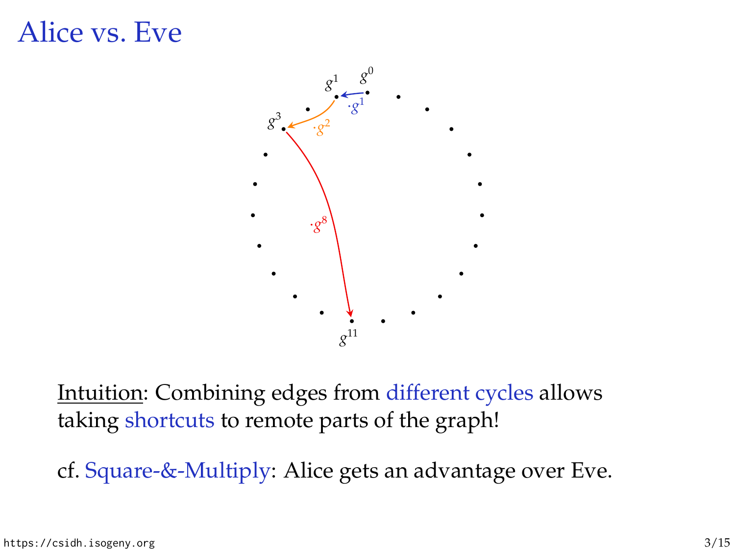# Alice vs. Eve

$g^0$, $g^1$, $g^3$, $g^{11}$

$\cdot g^1$, $\cdot g^2$, $\cdot g^8$

Intuition: Combining edges from different cycles allows taking shortcuts to remote parts of the graph!

cf. Square-&-Multiply: Alice gets an advantage over Eve.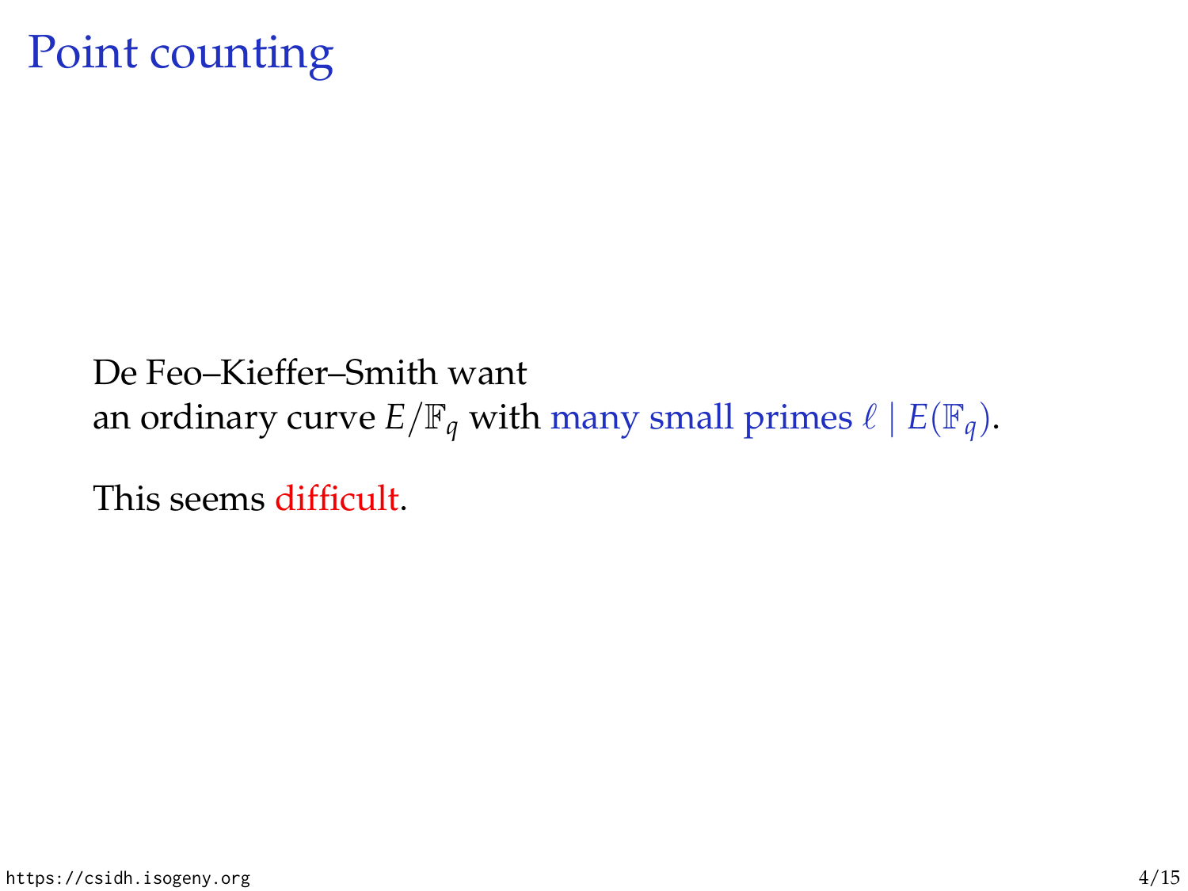# Point counting

De Feo–Kieffer–Smith want
an ordinary curve $E/\mathbb{F}_q$ with many small primes $\ell \mid E(\mathbb{F}_q)$.

This seems difficult.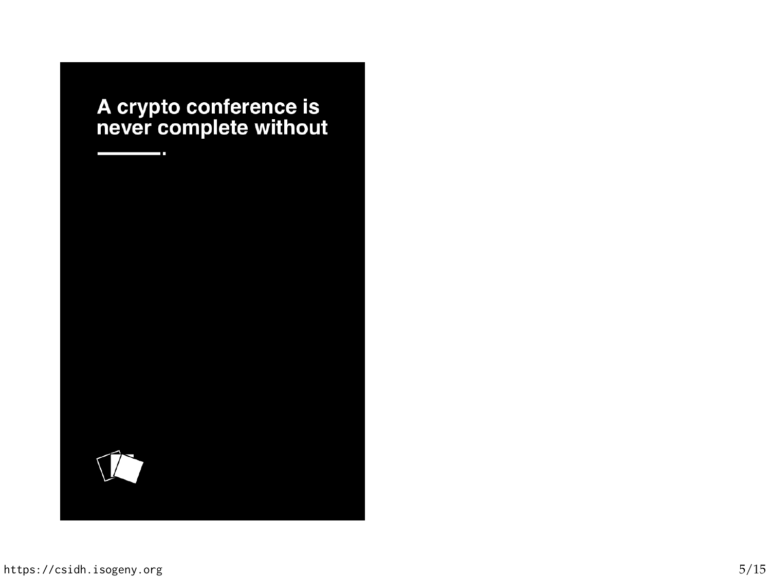A crypto conference is never complete without ______.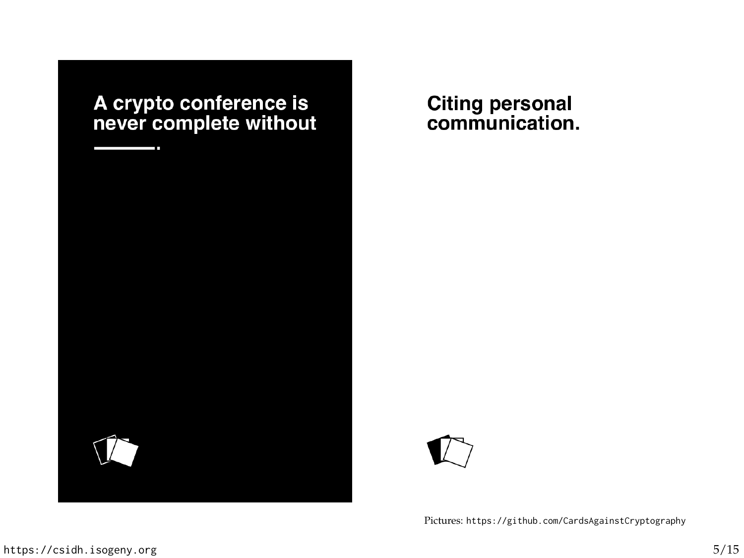A crypto conference is never complete without ______.

Citing personal communication.

Pictures: https://github.com/CardsAgainstCryptography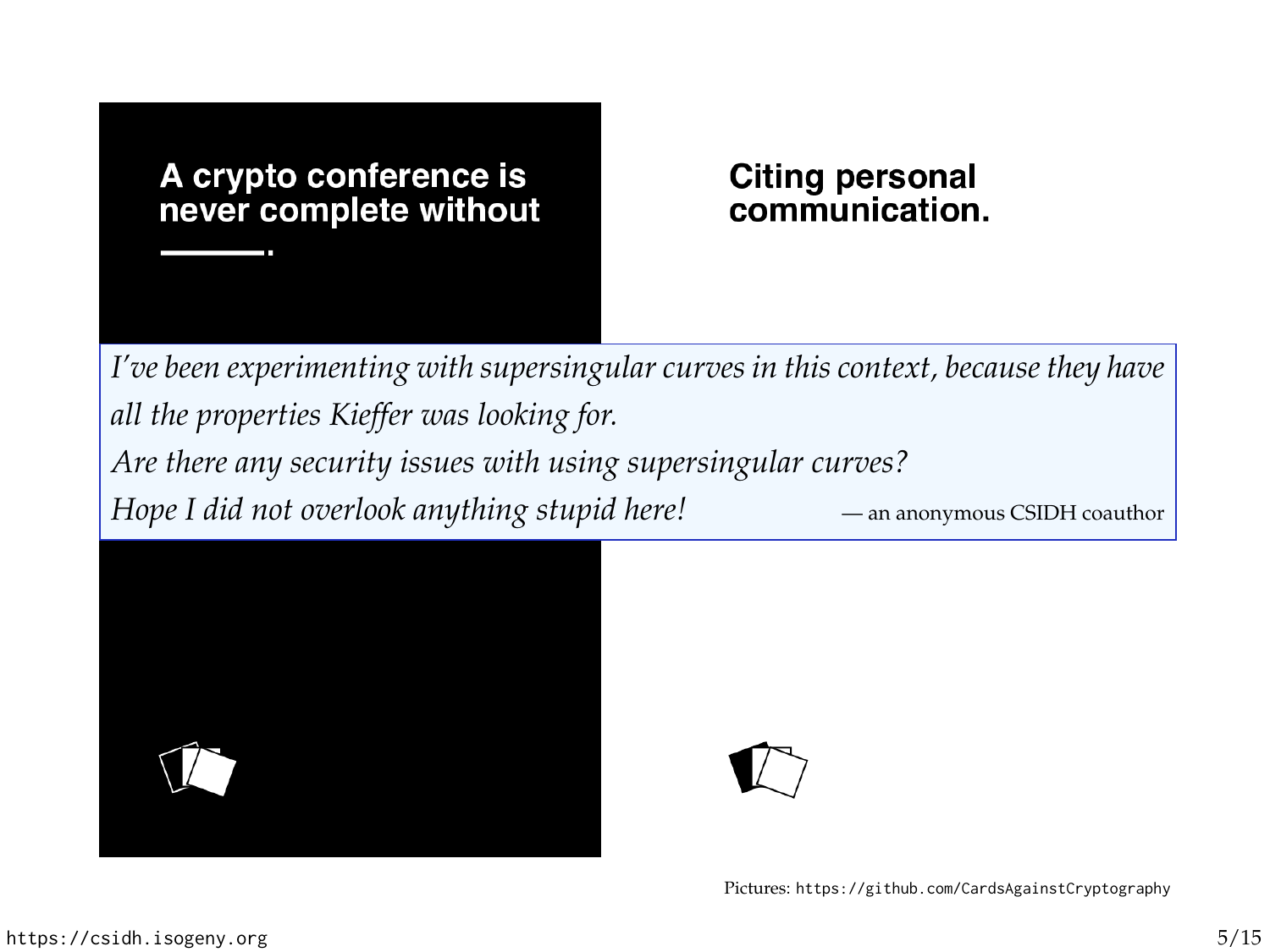**A crypto conference is never complete without \_\_\_\_\_\_.**

**Citing personal communication.**

*I've been experimenting with supersingular curves in this context, because they have all the properties Kieffer was looking for.*
*Are there any security issues with using supersingular curves?*
*Hope I did not overlook anything stupid here!* — an anonymous CSIDH coauthor

Pictures: https://github.com/CardsAgainstCryptography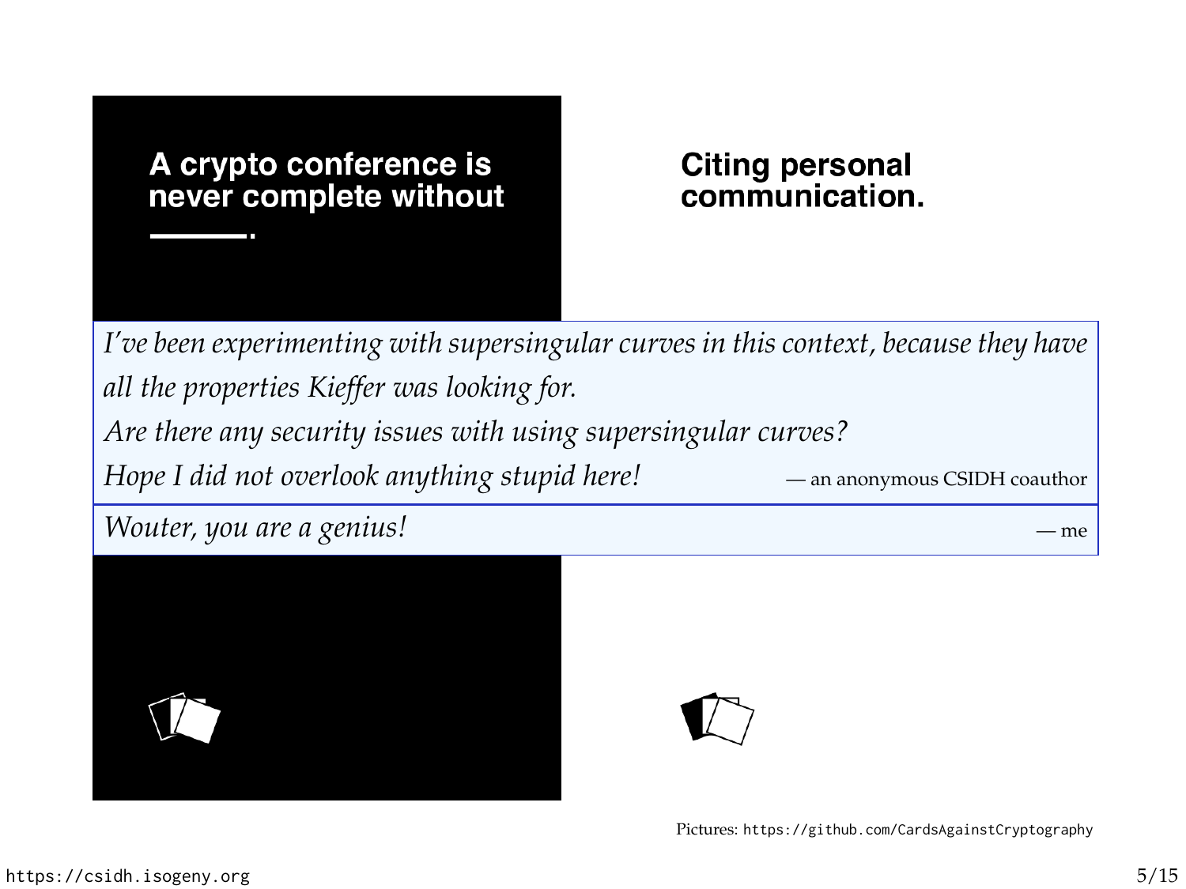**A crypto conference is never complete without \_\_\_\_\_\_.**

**Citing personal communication.**

*I've been experimenting with supersingular curves in this context, because they have all the properties Kieffer was looking for.*
*Are there any security issues with using supersingular curves?*
*Hope I did not overlook anything stupid here!* — an anonymous CSIDH coauthor

*Wouter, you are a genius!* — me

Pictures: https://github.com/CardsAgainstCryptography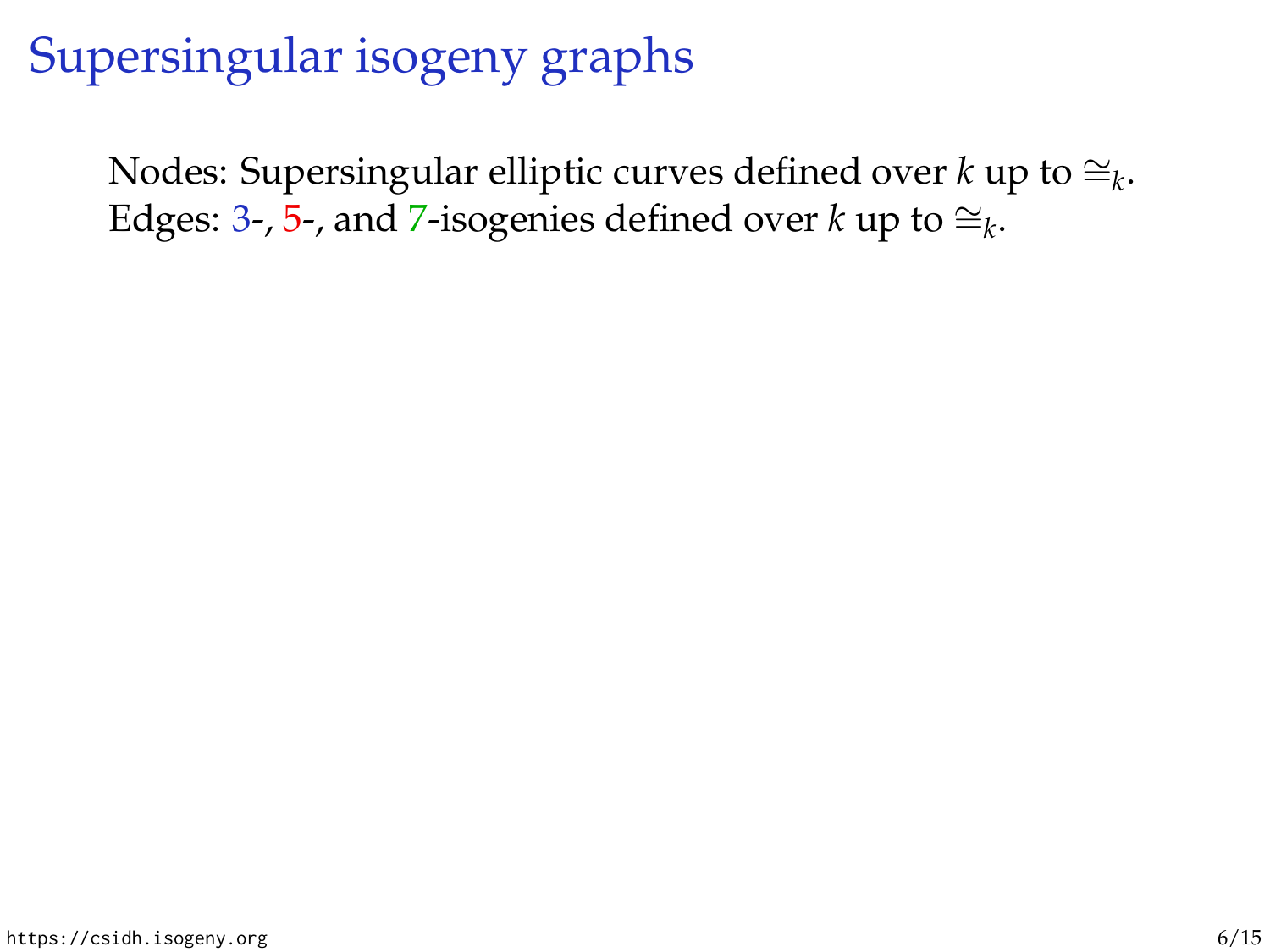# Supersingular isogeny graphs

Nodes: Supersingular elliptic curves defined over $k$ up to $\cong_k$.
Edges: 3-, 5-, and 7-isogenies defined over $k$ up to $\cong_k$.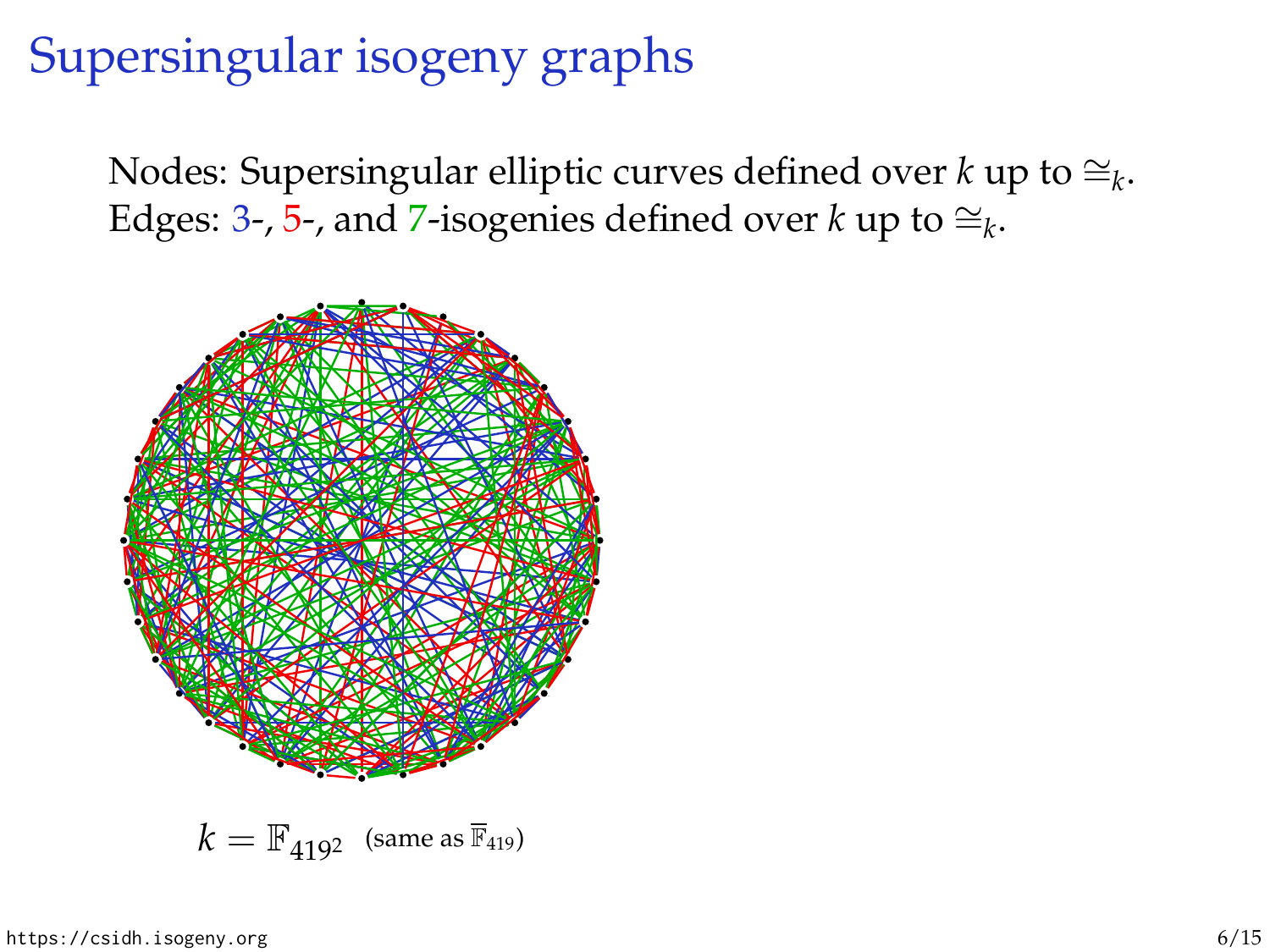# Supersingular isogeny graphs

Nodes: Supersingular elliptic curves defined over $k$ up to $\cong_k$.
Edges: 3-, 5-, and 7-isogenies defined over $k$ up to $\cong_k$.

$k = \mathbb{F}_{419^2}$ (same as $\overline{\mathbb{F}}_{419}$)

https://csidh.isogeny.org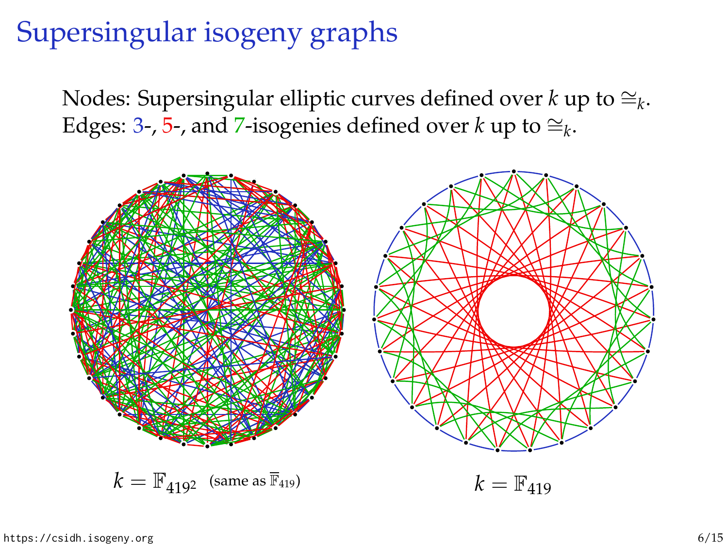# Supersingular isogeny graphs

Nodes: Supersingular elliptic curves defined over $k$ up to $\cong_k$.
Edges: 3-, 5-, and 7-isogenies defined over $k$ up to $\cong_k$.

$k = \mathbb{F}_{419^2}$ (same as $\overline{\mathbb{F}}_{419}$)

$k = \mathbb{F}_{419}$

https://csidh.isogeny.org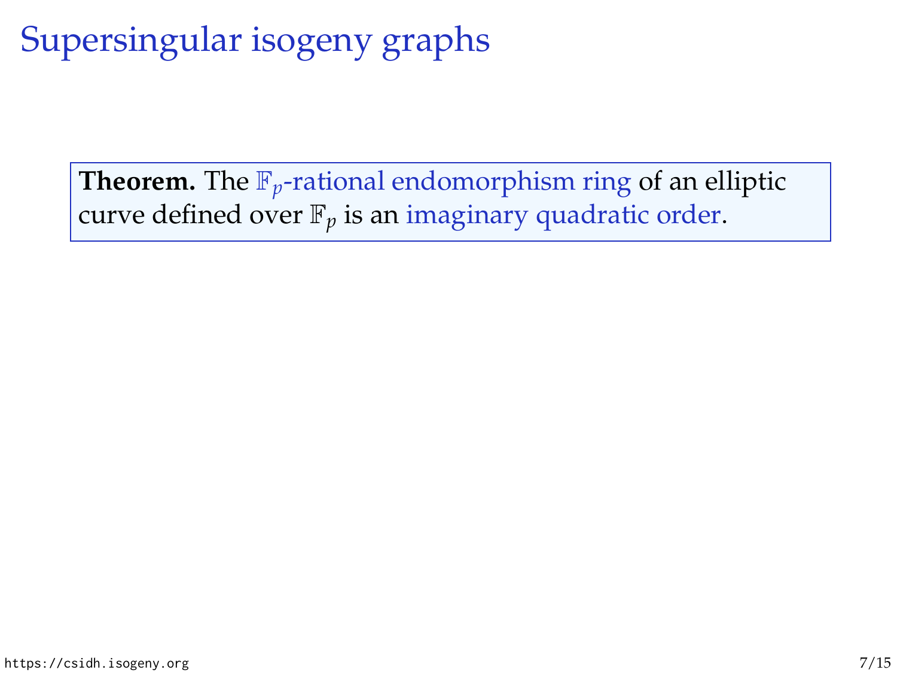# Supersingular isogeny graphs

**Theorem.** The $\mathbb{F}_p$-rational endomorphism ring of an elliptic curve defined over $\mathbb{F}_p$ is an imaginary quadratic order.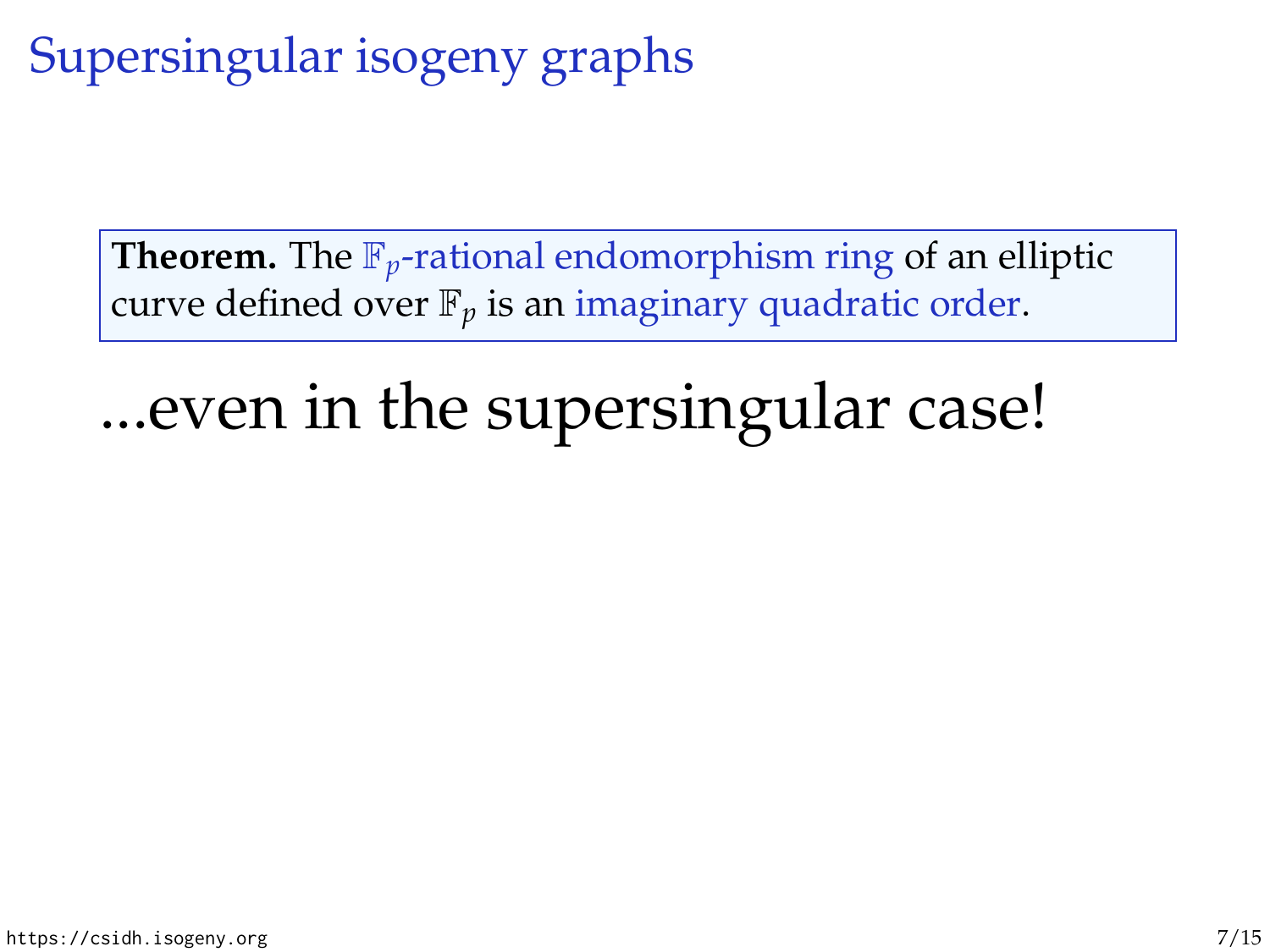# Supersingular isogeny graphs

**Theorem.** The $\mathbb{F}_p$-rational endomorphism ring of an elliptic curve defined over $\mathbb{F}_p$ is an imaginary quadratic order.

...even in the supersingular case!

https://csidh.isogeny.org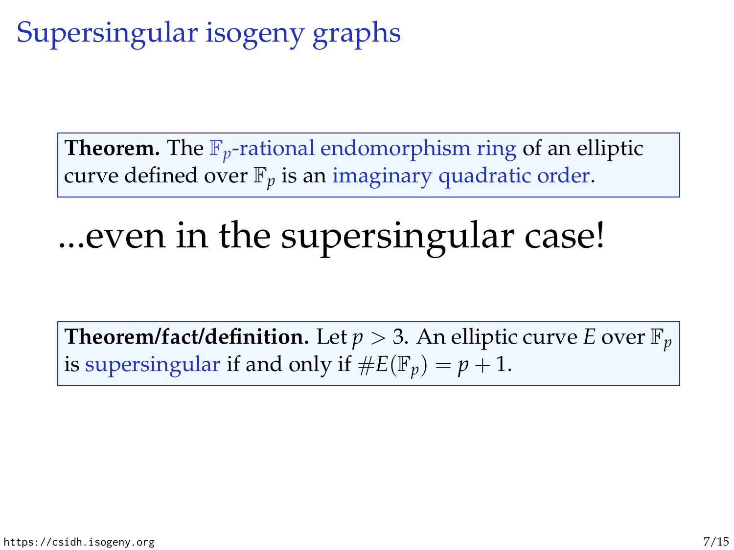# Supersingular isogeny graphs

**Theorem.** The $\mathbb{F}_p$-rational endomorphism ring of an elliptic curve defined over $\mathbb{F}_p$ is an imaginary quadratic order.

...even in the supersingular case!

**Theorem/fact/definition.** Let $p > 3$. An elliptic curve $E$ over $\mathbb{F}_p$ is supersingular if and only if $\#E(\mathbb{F}_p) = p + 1$.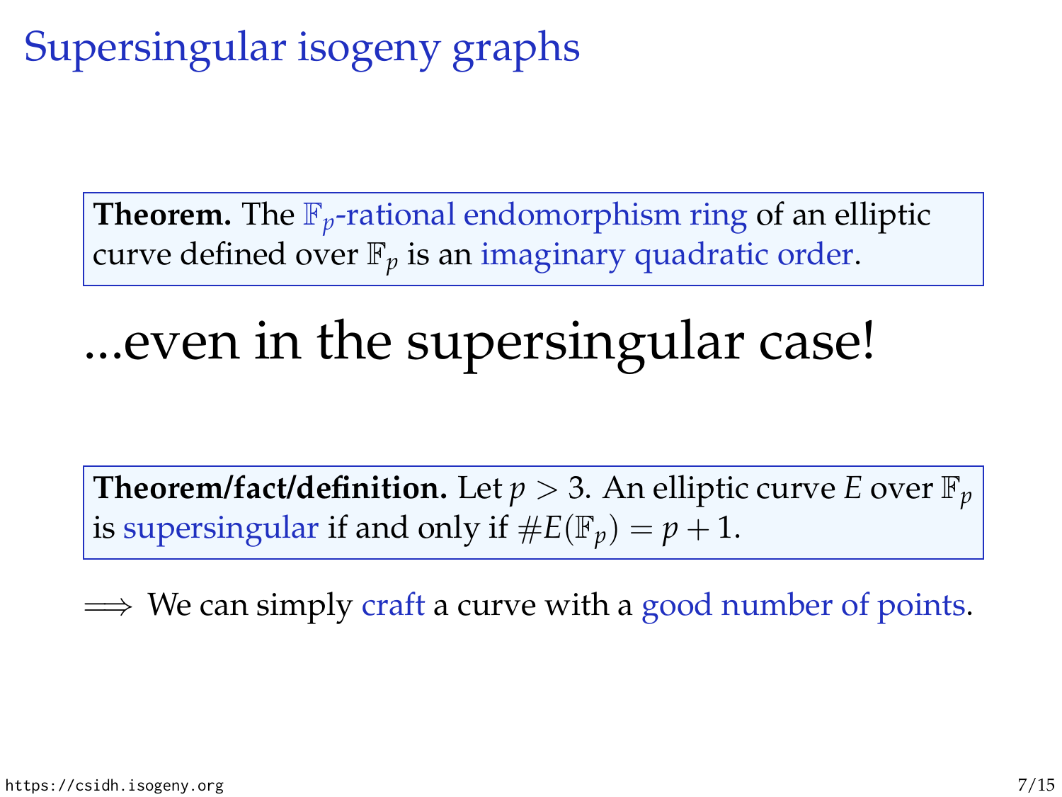# Supersingular isogeny graphs

**Theorem.** The $\mathbb{F}_p$-rational endomorphism ring of an elliptic curve defined over $\mathbb{F}_p$ is an imaginary quadratic order.

...even in the supersingular case!

**Theorem/fact/definition.** Let $p > 3$. An elliptic curve $E$ over $\mathbb{F}_p$ is supersingular if and only if $\#E(\mathbb{F}_p) = p + 1$.

$\implies$ We can simply craft a curve with a good number of points.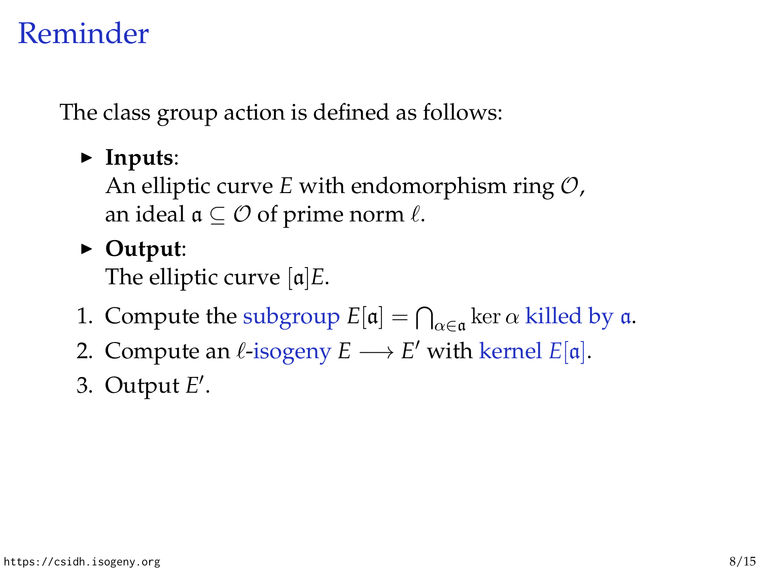# Reminder

The class group action is defined as follows:

- **Inputs**:
  An elliptic curve $E$ with endomorphism ring $\mathcal{O}$,
  an ideal $\mathfrak{a} \subseteq \mathcal{O}$ of prime norm $\ell$.
- **Output**:
  The elliptic curve $[\mathfrak{a}]E$.

1. Compute the subgroup $E[\mathfrak{a}] = \bigcap_{\alpha \in \mathfrak{a}} \ker \alpha$ killed by $\mathfrak{a}$.
2. Compute an $\ell$-isogeny $E \longrightarrow E'$ with kernel $E[\mathfrak{a}]$.
3. Output $E'$.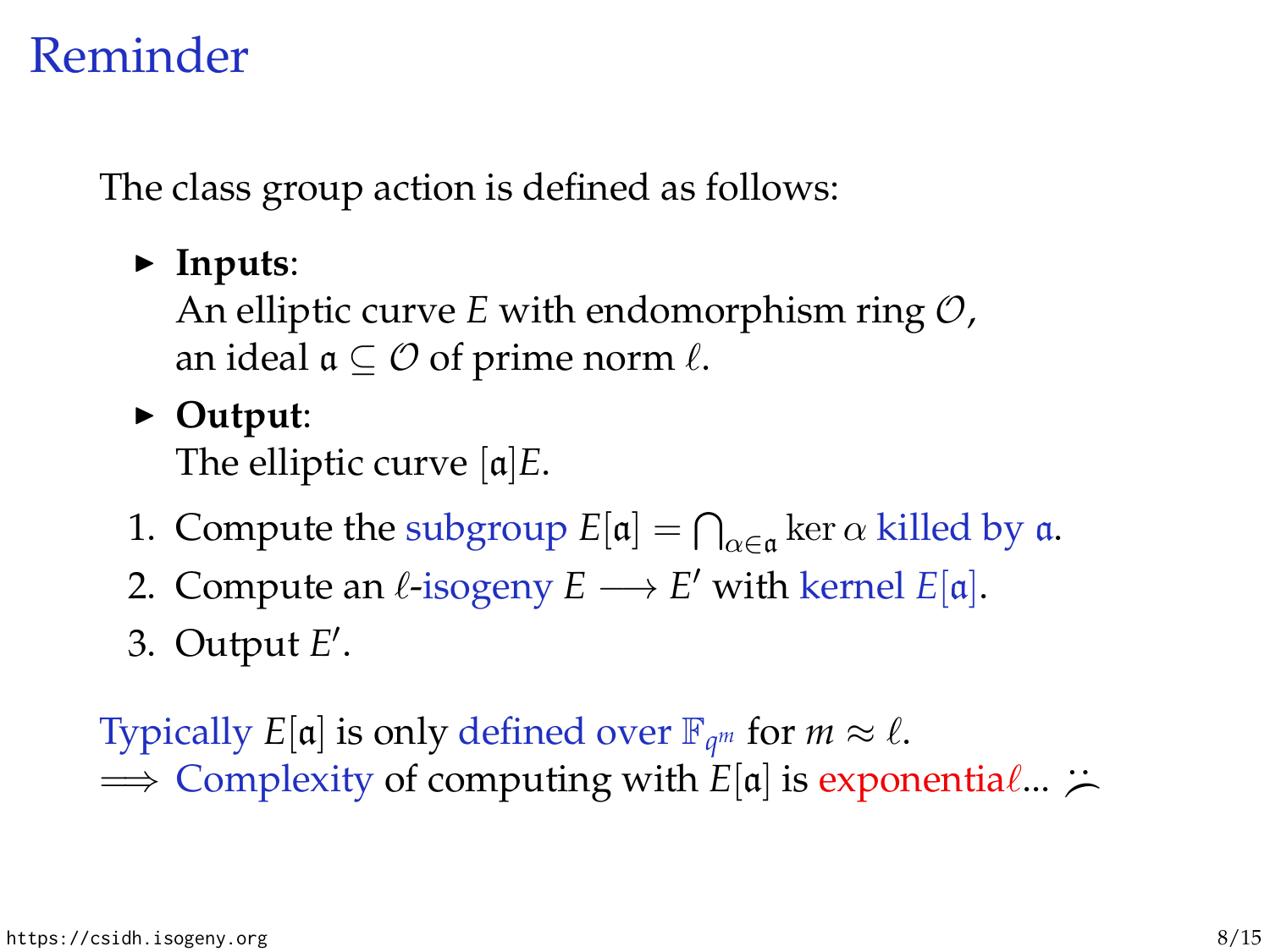# Reminder

The class group action is defined as follows:

- **Inputs**:
  An elliptic curve $E$ with endomorphism ring $\mathcal{O}$,
  an ideal $\mathfrak{a} \subseteq \mathcal{O}$ of prime norm $\ell$.
- **Output**:
  The elliptic curve $[\mathfrak{a}]E$.

1. Compute the subgroup $E[\mathfrak{a}] = \bigcap_{\alpha \in \mathfrak{a}} \ker \alpha$ killed by $\mathfrak{a}$.
2. Compute an $\ell$-isogeny $E \longrightarrow E'$ with kernel $E[\mathfrak{a}]$.
3. Output $E'$.

Typically $E[\mathfrak{a}]$ is only defined over $\mathbb{F}_{q^m}$ for $m \approx \ell$.
$\implies$ Complexity of computing with $E[\mathfrak{a}]$ is exponentia$\ell$... ☹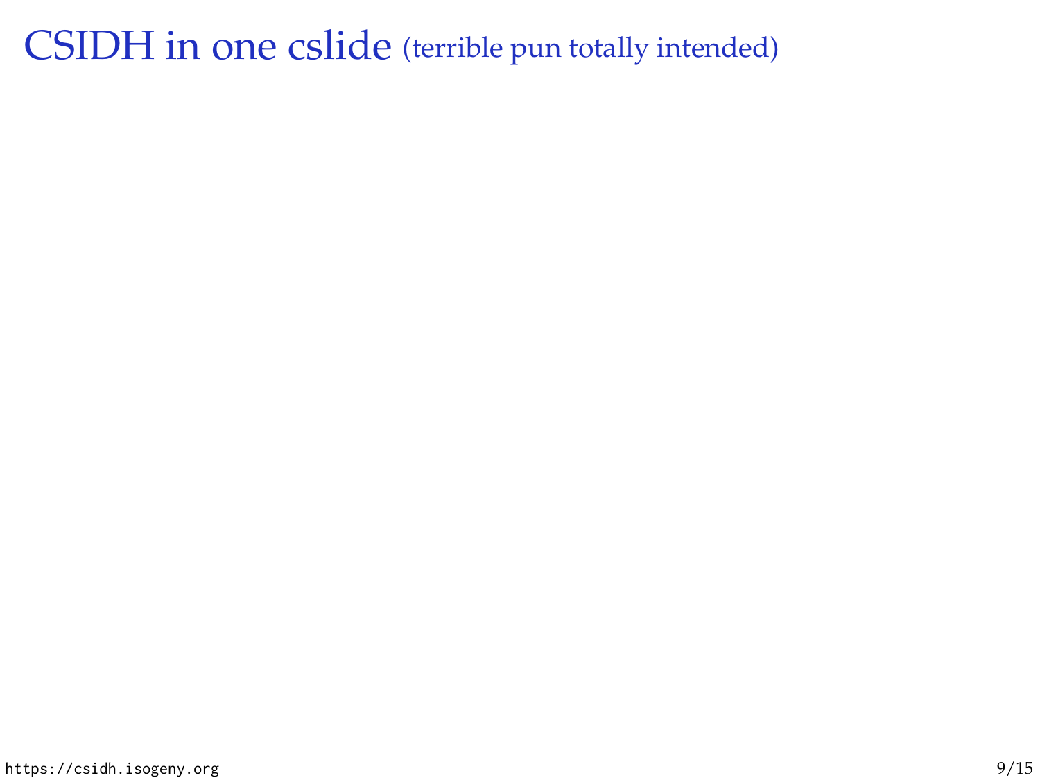# CSIDH in one cslide (terrible pun totally intended)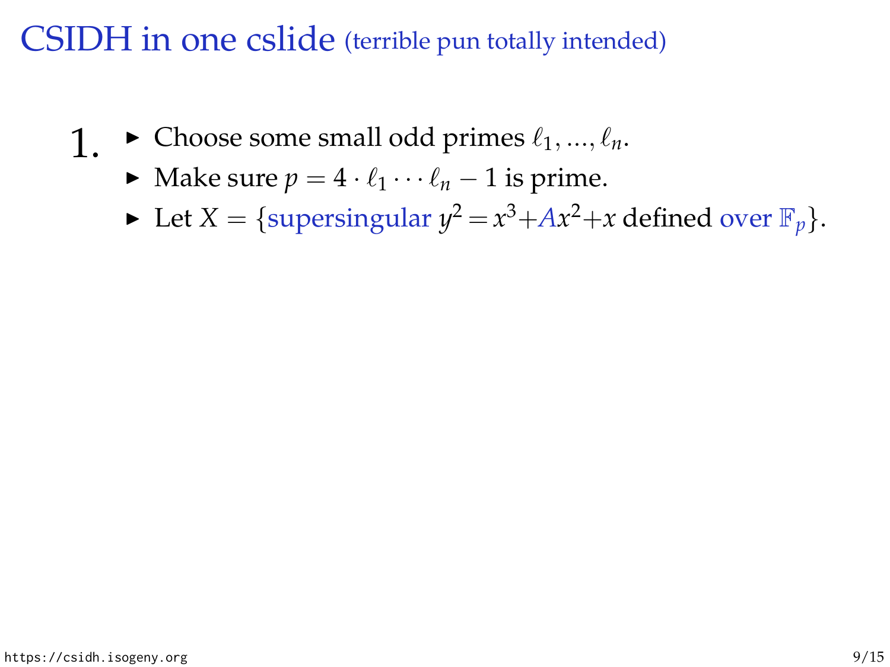# CSIDH in one cslide (terrible pun totally intended)

1.
- Choose some small odd primes $\ell_1, ..., \ell_n$.
- Make sure $p = 4 \cdot \ell_1 \cdots \ell_n - 1$ is prime.
- Let $X = \{$supersingular $y^2 = x^3 + Ax^2 + x$ defined over $\mathbb{F}_p\}$.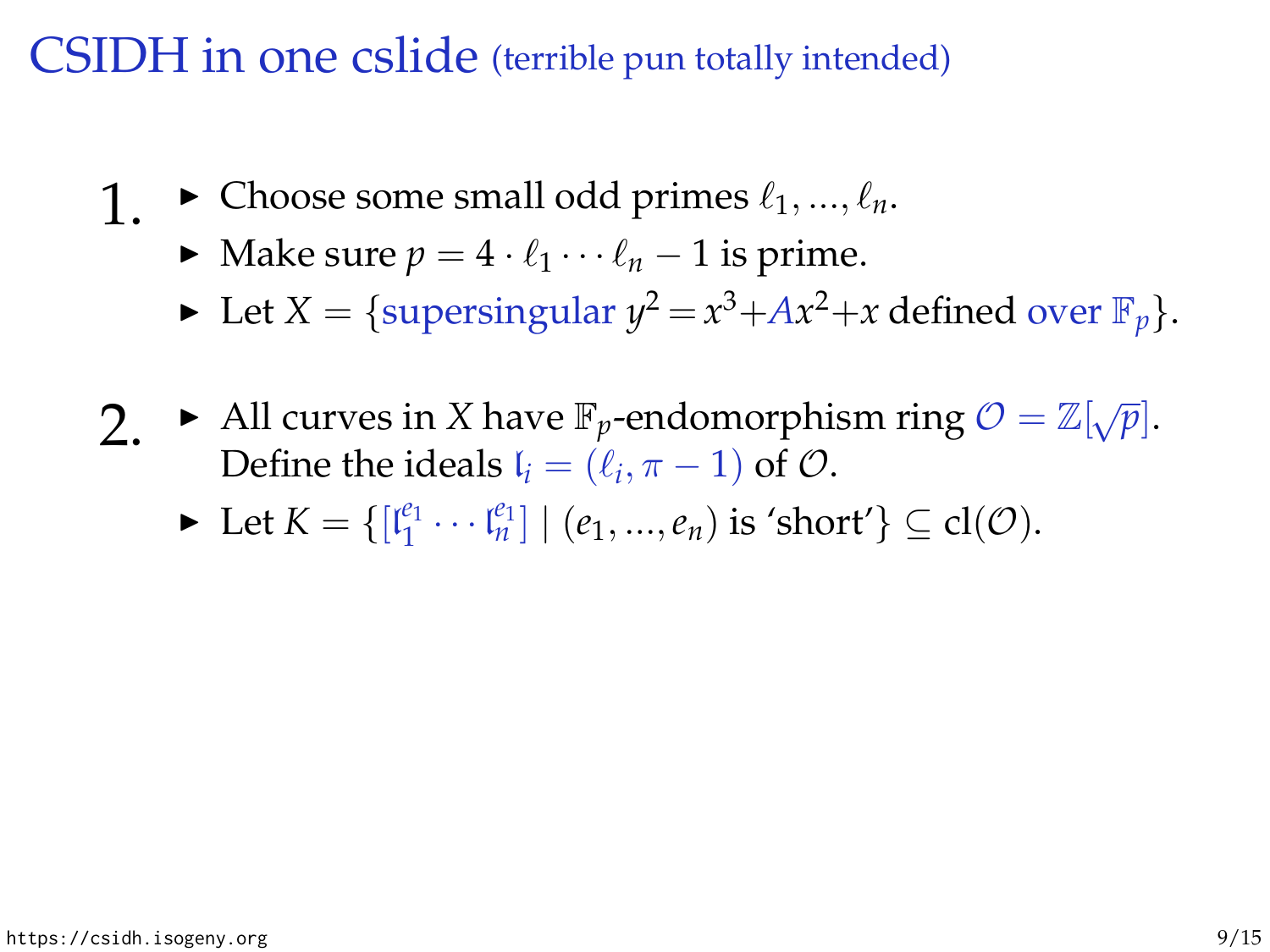# CSIDH in one cslide (terrible pun totally intended)

1.
   - Choose some small odd primes $\ell_1, \ldots, \ell_n$.
   - Make sure $p = 4 \cdot \ell_1 \cdots \ell_n - 1$ is prime.
   - Let $X = \{$supersingular $y^2 = x^3 + Ax^2 + x$ defined over $\mathbb{F}_p\}$.

2.
   - All curves in $X$ have $\mathbb{F}_p$-endomorphism ring $\mathcal{O} = \mathbb{Z}[\sqrt{p}]$. Define the ideals $\mathfrak{l}_i = (\ell_i, \pi - 1)$ of $\mathcal{O}$.
   - Let $K = \{[\mathfrak{l}_1^{e_1} \cdots \mathfrak{l}_n^{e_1}] \mid (e_1, \ldots, e_n) \text{ is 'short'}\} \subseteq \mathrm{cl}(\mathcal{O})$.

https://csidh.isogeny.org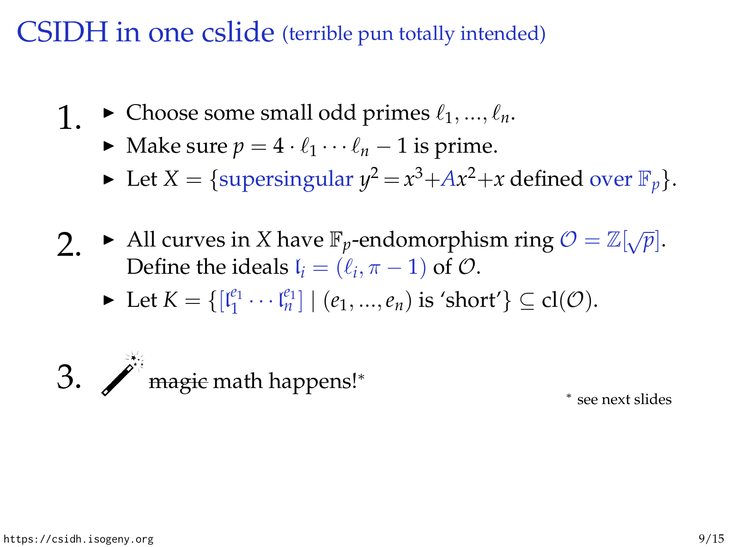# CSIDH in one cslide (terrible pun totally intended)

1.
   - Choose some small odd primes $\ell_1, ..., \ell_n$.
   - Make sure $p = 4 \cdot \ell_1 \cdots \ell_n - 1$ is prime.
   - Let $X = \{$supersingular $y^2 = x^3 + Ax^2 + x$ defined over $\mathbb{F}_p\}$.

2.
   - All curves in $X$ have $\mathbb{F}_p$-endomorphism ring $\mathcal{O} = \mathbb{Z}[\sqrt{p}]$. Define the ideals $\mathfrak{l}_i = (\ell_i, \pi - 1)$ of $\mathcal{O}$.
   - Let $K = \{[\mathfrak{l}_1^{e_1} \cdots \mathfrak{l}_n^{e_1}] \mid (e_1, ..., e_n) \text{ is 'short'}\} \subseteq \text{cl}(\mathcal{O})$.

3. ~~magic~~ math happens!*

\* see next slides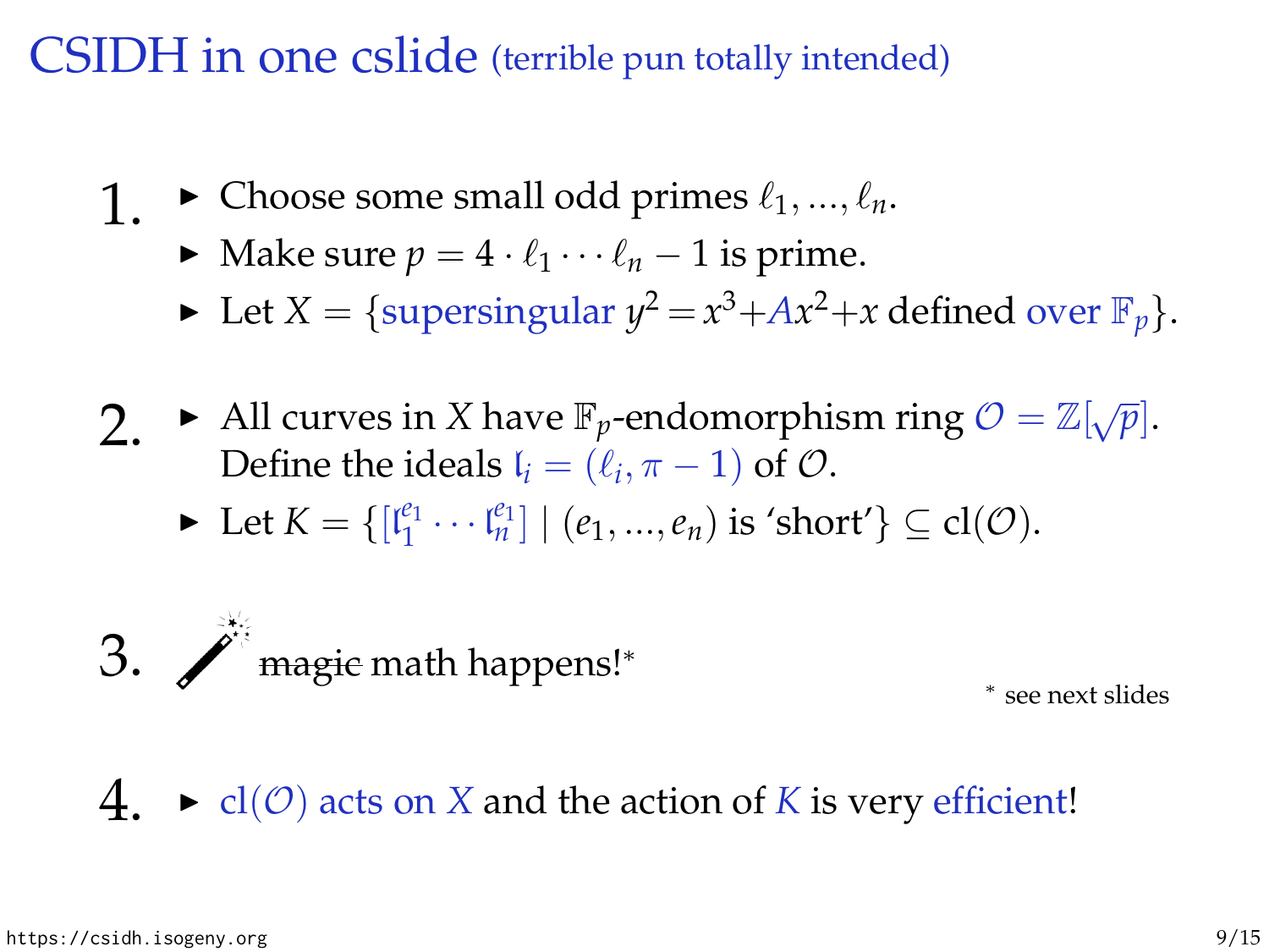# CSIDH in one cslide (terrible pun totally intended)

1.
   - Choose some small odd primes $\ell_1, ..., \ell_n$.
   - Make sure $p = 4 \cdot \ell_1 \cdots \ell_n - 1$ is prime.
   - Let $X = \{$supersingular $y^2 = x^3 + Ax^2 + x$ defined over $\mathbb{F}_p\}$.

2.
   - All curves in $X$ have $\mathbb{F}_p$-endomorphism ring $\mathcal{O} = \mathbb{Z}[\sqrt{p}]$. Define the ideals $\mathfrak{l}_i = (\ell_i, \pi - 1)$ of $\mathcal{O}$.
   - Let $K = \{[\mathfrak{l}_1^{e_1} \cdots \mathfrak{l}_n^{e_1}] \mid (e_1, ..., e_n) \text{ is 'short'}\} \subseteq \mathrm{cl}(\mathcal{O})$.

3. ~~magic~~ math happens![*]

[*] see next slides

4.
   - $\mathrm{cl}(\mathcal{O})$ acts on $X$ and the action of $K$ is very efficient!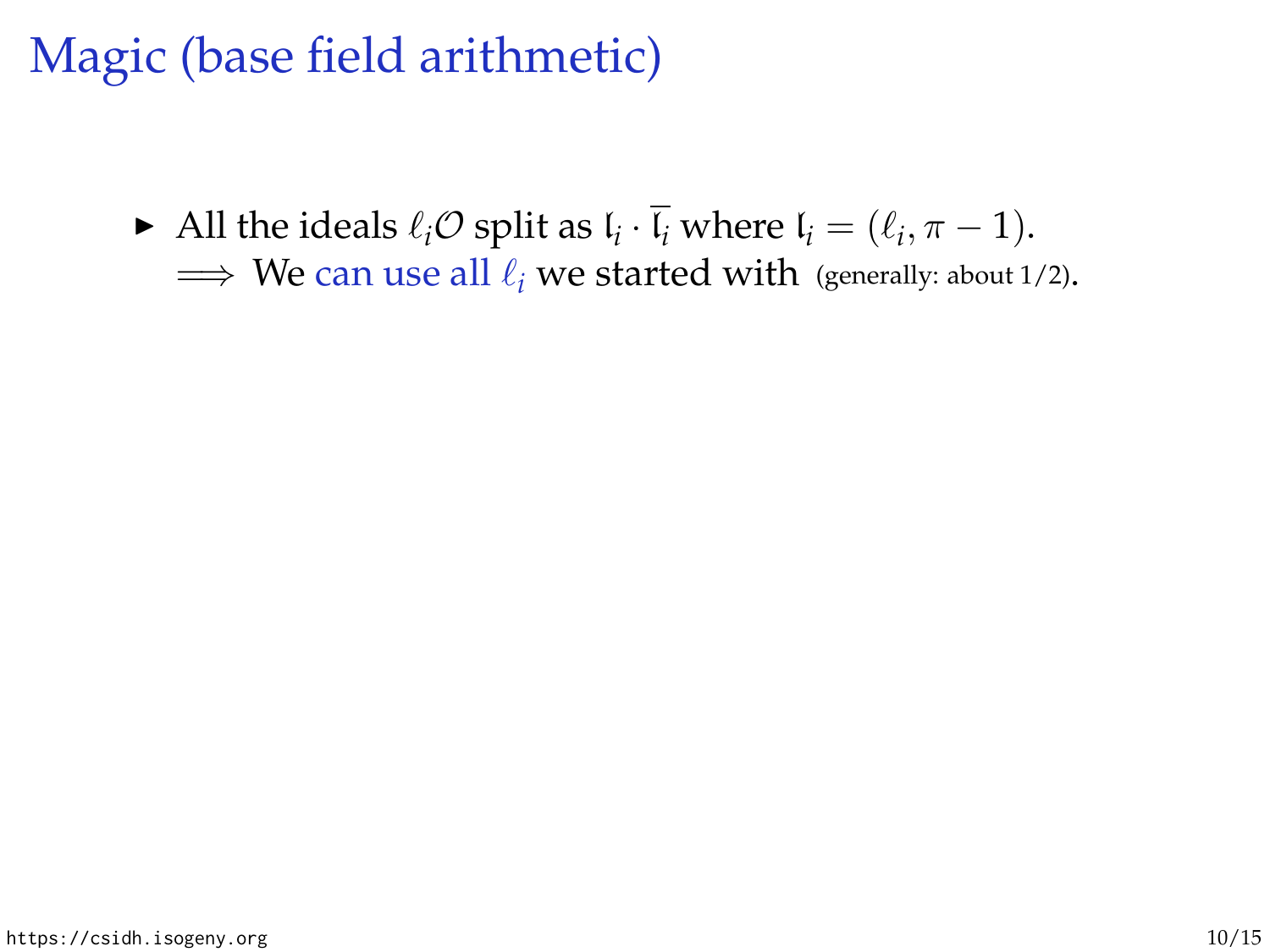# Magic (base field arithmetic)

- All the ideals $\ell_i\mathcal{O}$ split as $\mathfrak{l}_i \cdot \overline{\mathfrak{l}_i}$ where $\mathfrak{l}_i = (\ell_i, \pi - 1)$.
  $\implies$ We can use all $\ell_i$ we started with (generally: about 1/2).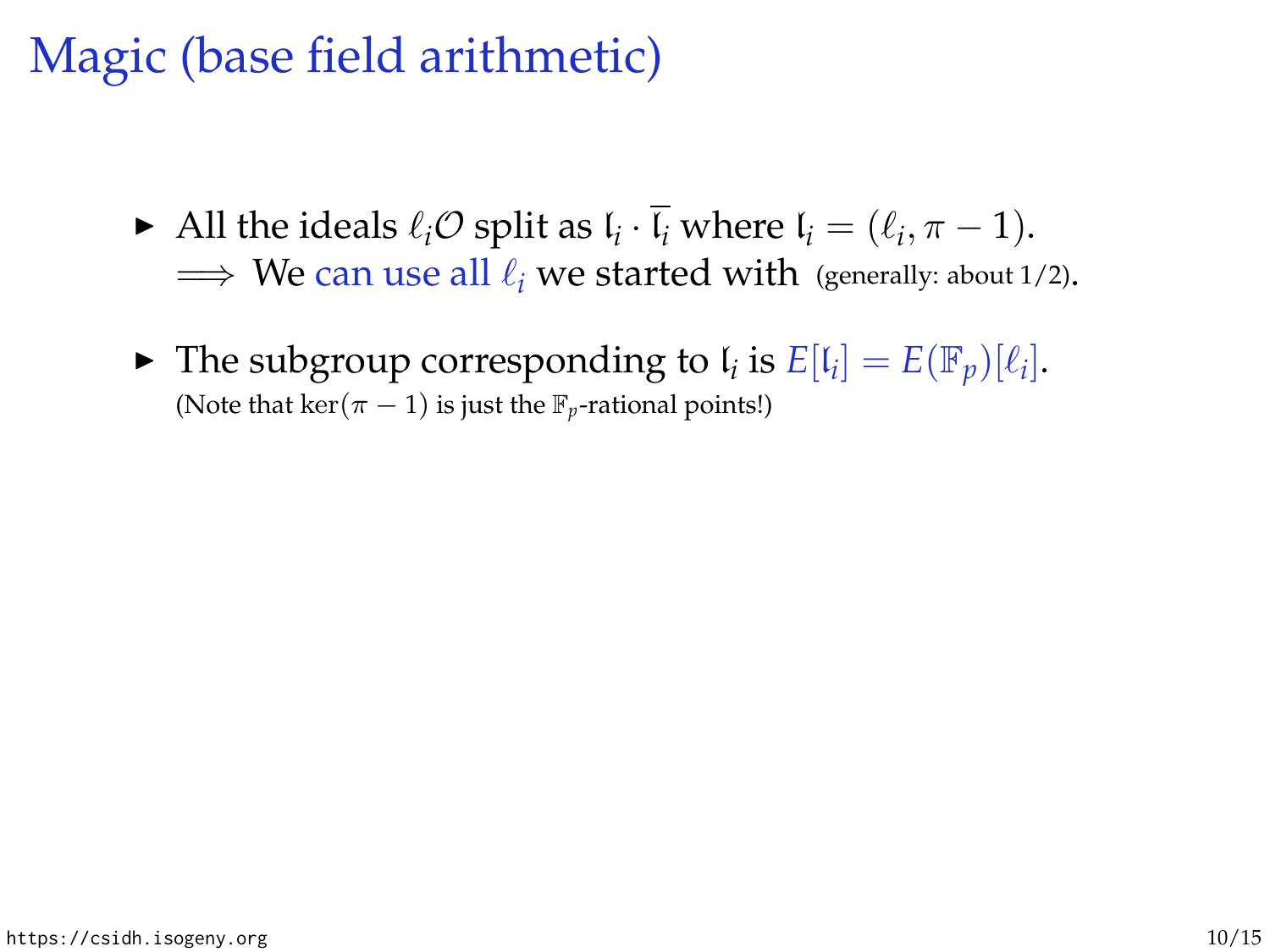# Magic (base field arithmetic)

- All the ideals $\ell_i\mathcal{O}$ split as $\mathfrak{l}_i \cdot \overline{\mathfrak{l}_i}$ where $\mathfrak{l}_i = (\ell_i, \pi - 1)$.
  $\implies$ We can use all $\ell_i$ we started with (generally: about 1/2).
- The subgroup corresponding to $\mathfrak{l}_i$ is $E[\mathfrak{l}_i] = E(\mathbb{F}_p)[\ell_i]$.
  (Note that $\ker(\pi - 1)$ is just the $\mathbb{F}_p$-rational points!)

https://csidh.isogeny.org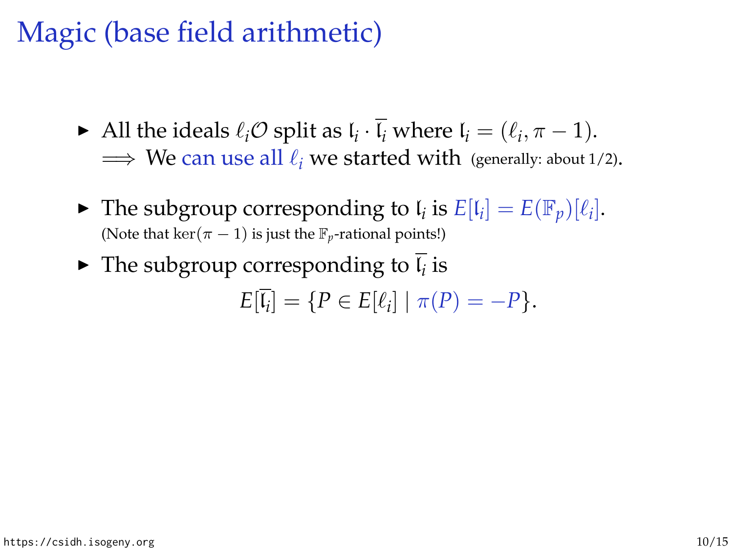# Magic (base field arithmetic)

- All the ideals $\ell_i\mathcal{O}$ split as $\mathfrak{l}_i \cdot \overline{\mathfrak{l}_i}$ where $\mathfrak{l}_i = (\ell_i, \pi - 1)$.
  $\implies$ We can use all $\ell_i$ we started with (generally: about 1/2).

- The subgroup corresponding to $\mathfrak{l}_i$ is $E[\mathfrak{l}_i] = E(\mathbb{F}_p)[\ell_i]$.
  (Note that $\ker(\pi - 1)$ is just the $\mathbb{F}_p$-rational points!)

- The subgroup corresponding to $\overline{\mathfrak{l}_i}$ is

$$E[\overline{\mathfrak{l}_i}] = \{P \in E[\ell_i] \mid \pi(P) = -P\}.$$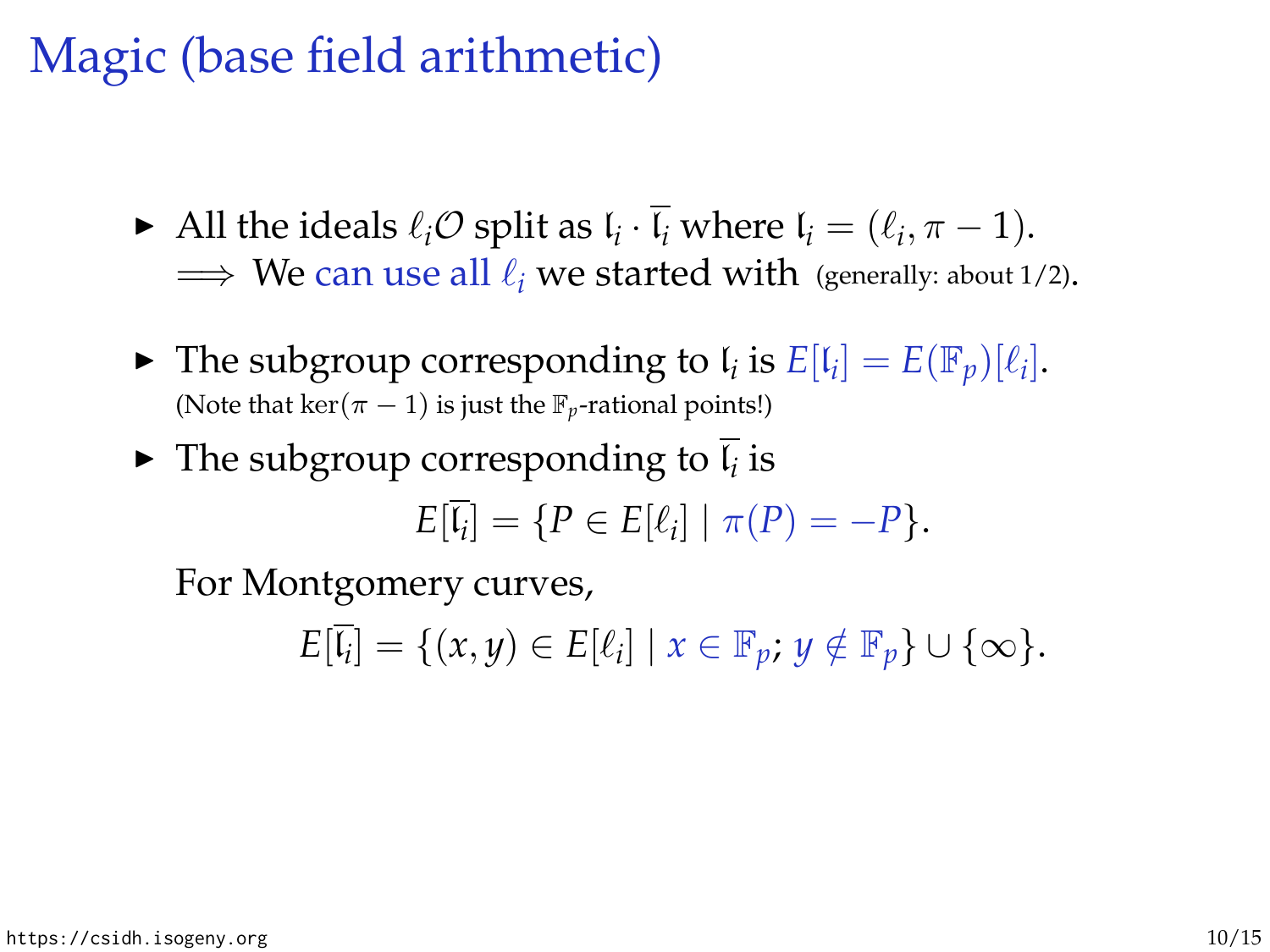# Magic (base field arithmetic)

- All the ideals $\ell_i\mathcal{O}$ split as $\mathfrak{l}_i \cdot \overline{\mathfrak{l}_i}$ where $\mathfrak{l}_i = (\ell_i, \pi - 1)$.
  $\implies$ We can use all $\ell_i$ we started with (generally: about 1/2).

- The subgroup corresponding to $\mathfrak{l}_i$ is $E[\mathfrak{l}_i] = E(\mathbb{F}_p)[\ell_i]$.
  (Note that $\ker(\pi - 1)$ is just the $\mathbb{F}_p$-rational points!)

- The subgroup corresponding to $\overline{\mathfrak{l}_i}$ is

$$E[\overline{\mathfrak{l}_i}] = \{P \in E[\ell_i] \mid \pi(P) = -P\}.$$

  For Montgomery curves,

$$E[\overline{\mathfrak{l}_i}] = \{(x, y) \in E[\ell_i] \mid x \in \mathbb{F}_p;\ y \notin \mathbb{F}_p\} \cup \{\infty\}.$$

https://csidh.isogeny.org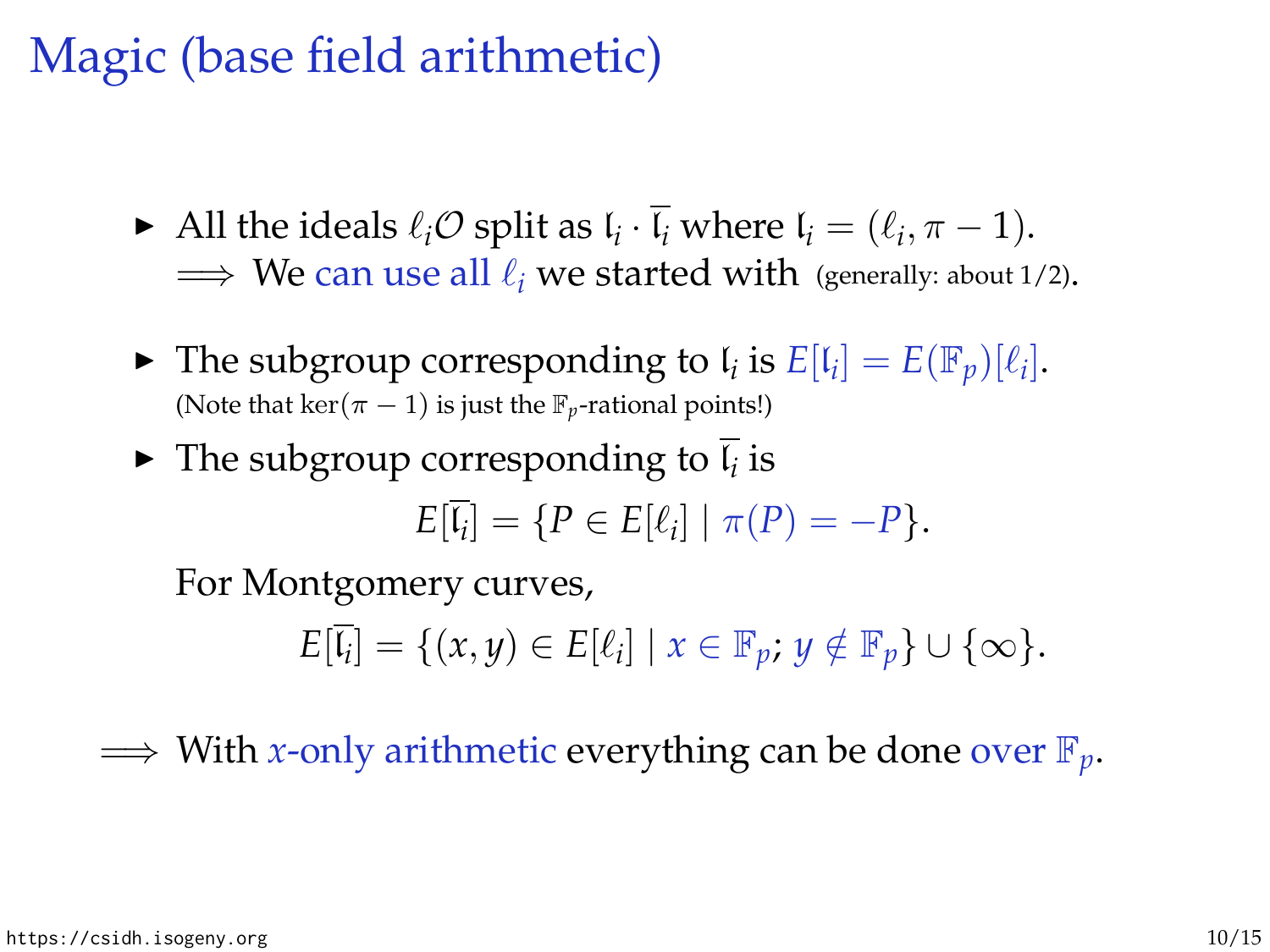# Magic (base field arithmetic)

- All the ideals $\ell_i\mathcal{O}$ split as $\mathfrak{l}_i \cdot \overline{\mathfrak{l}_i}$ where $\mathfrak{l}_i = (\ell_i, \pi - 1)$.
  $\implies$ We can use all $\ell_i$ we started with (generally: about 1/2).

- The subgroup corresponding to $\mathfrak{l}_i$ is $E[\mathfrak{l}_i] = E(\mathbb{F}_p)[\ell_i]$.
  (Note that $\ker(\pi - 1)$ is just the $\mathbb{F}_p$-rational points!)

- The subgroup corresponding to $\overline{\mathfrak{l}_i}$ is

$$E[\overline{\mathfrak{l}_i}] = \{P \in E[\ell_i] \mid \pi(P) = -P\}.$$

  For Montgomery curves,

$$E[\overline{\mathfrak{l}_i}] = \{(x, y) \in E[\ell_i] \mid x \in \mathbb{F}_p;\ y \notin \mathbb{F}_p\} \cup \{\infty\}.$$

$\implies$ With $x$-only arithmetic everything can be done over $\mathbb{F}_p$.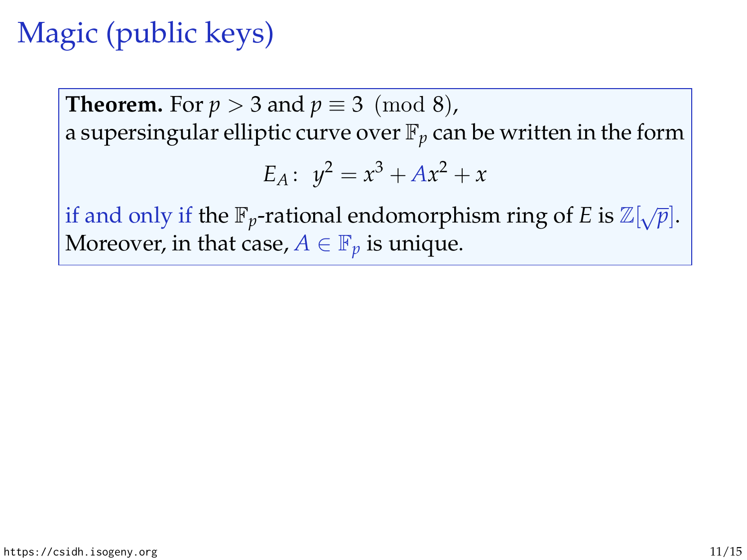# Magic (public keys)

**Theorem.** For $p > 3$ and $p \equiv 3 \pmod 8$,
a supersingular elliptic curve over $\mathbb{F}_p$ can be written in the form

$$E_A\colon\ y^2 = x^3 + Ax^2 + x$$

if and only if the $\mathbb{F}_p$-rational endomorphism ring of $E$ is $\mathbb{Z}[\sqrt{p}]$.
Moreover, in that case, $A \in \mathbb{F}_p$ is unique.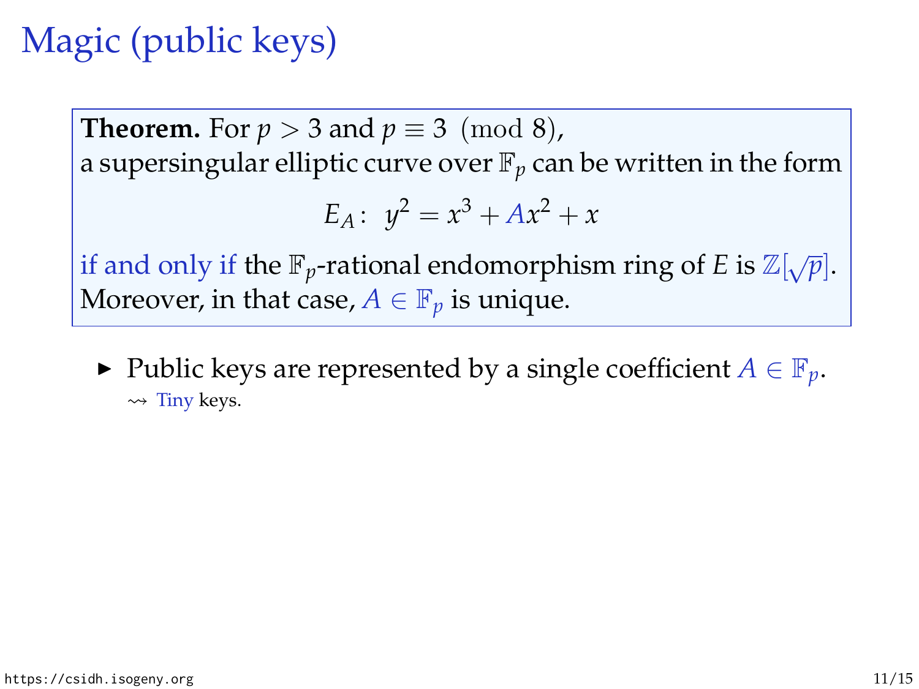# Magic (public keys)

**Theorem.** For $p > 3$ and $p \equiv 3 \pmod 8$,
a supersingular elliptic curve over $\mathbb{F}_p$ can be written in the form

$$E_A\colon\ y^2 = x^3 + Ax^2 + x$$

if and only if the $\mathbb{F}_p$-rational endomorphism ring of $E$ is $\mathbb{Z}[\sqrt{p}]$.
Moreover, in that case, $A \in \mathbb{F}_p$ is unique.

- Public keys are represented by a single coefficient $A \in \mathbb{F}_p$.
  $\rightsquigarrow$ Tiny keys.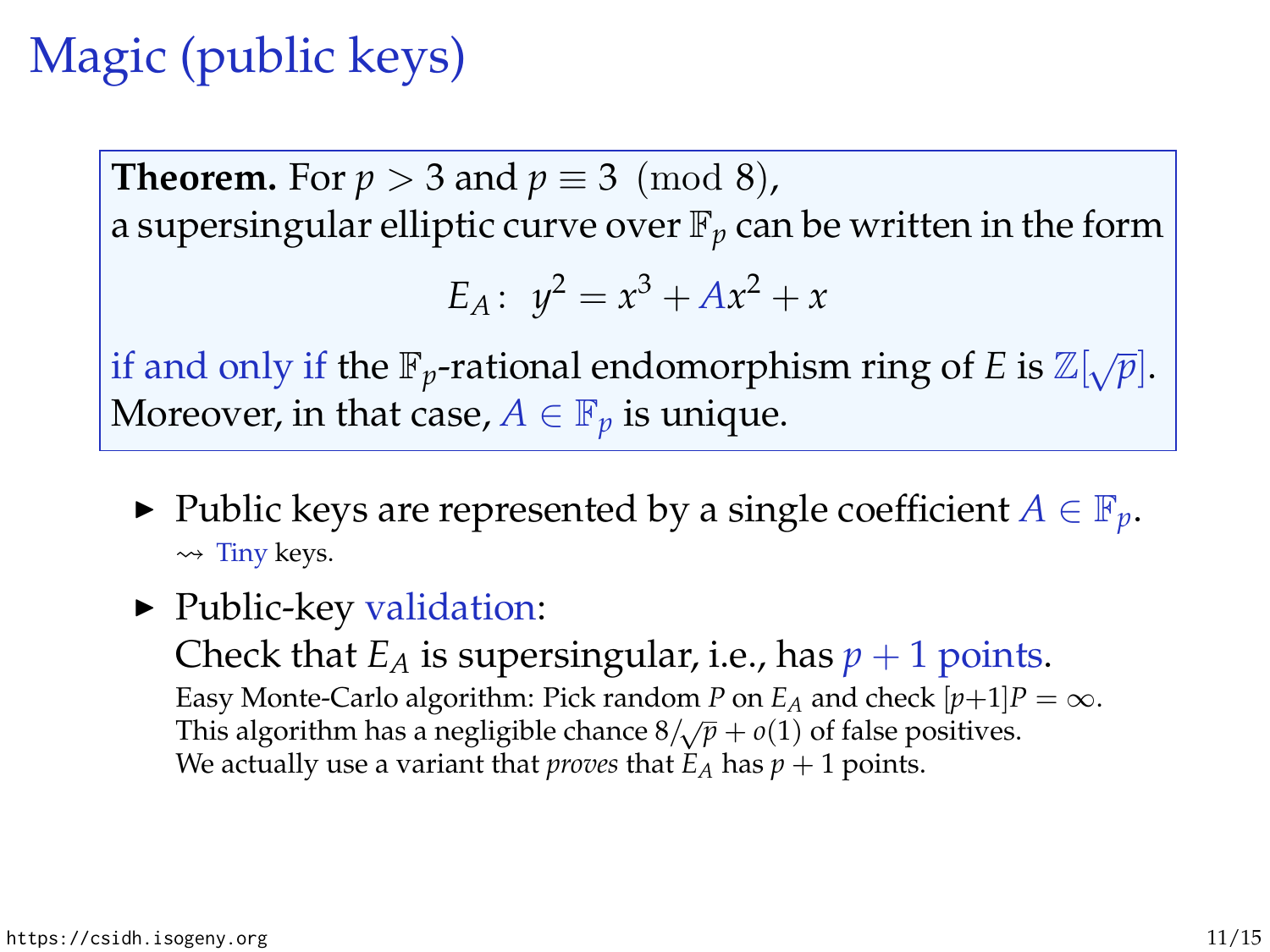# Magic (public keys)

**Theorem.** For $p > 3$ and $p \equiv 3 \pmod 8$,
a supersingular elliptic curve over $\mathbb{F}_p$ can be written in the form

$$E_A\colon\ y^2 = x^3 + Ax^2 + x$$

if and only if the $\mathbb{F}_p$-rational endomorphism ring of $E$ is $\mathbb{Z}[\sqrt{p}]$.
Moreover, in that case, $A \in \mathbb{F}_p$ is unique.

- Public keys are represented by a single coefficient $A \in \mathbb{F}_p$.
  $\rightsquigarrow$ Tiny keys.
- Public-key validation:
  Check that $E_A$ is supersingular, i.e., has $p + 1$ points.
  Easy Monte-Carlo algorithm: Pick random $P$ on $E_A$ and check $[p+1]P = \infty$.
  This algorithm has a negligible chance $8/\sqrt{p} + o(1)$ of false positives.
  We actually use a variant that *proves* that $E_A$ has $p + 1$ points.

https://csidh.isogeny.org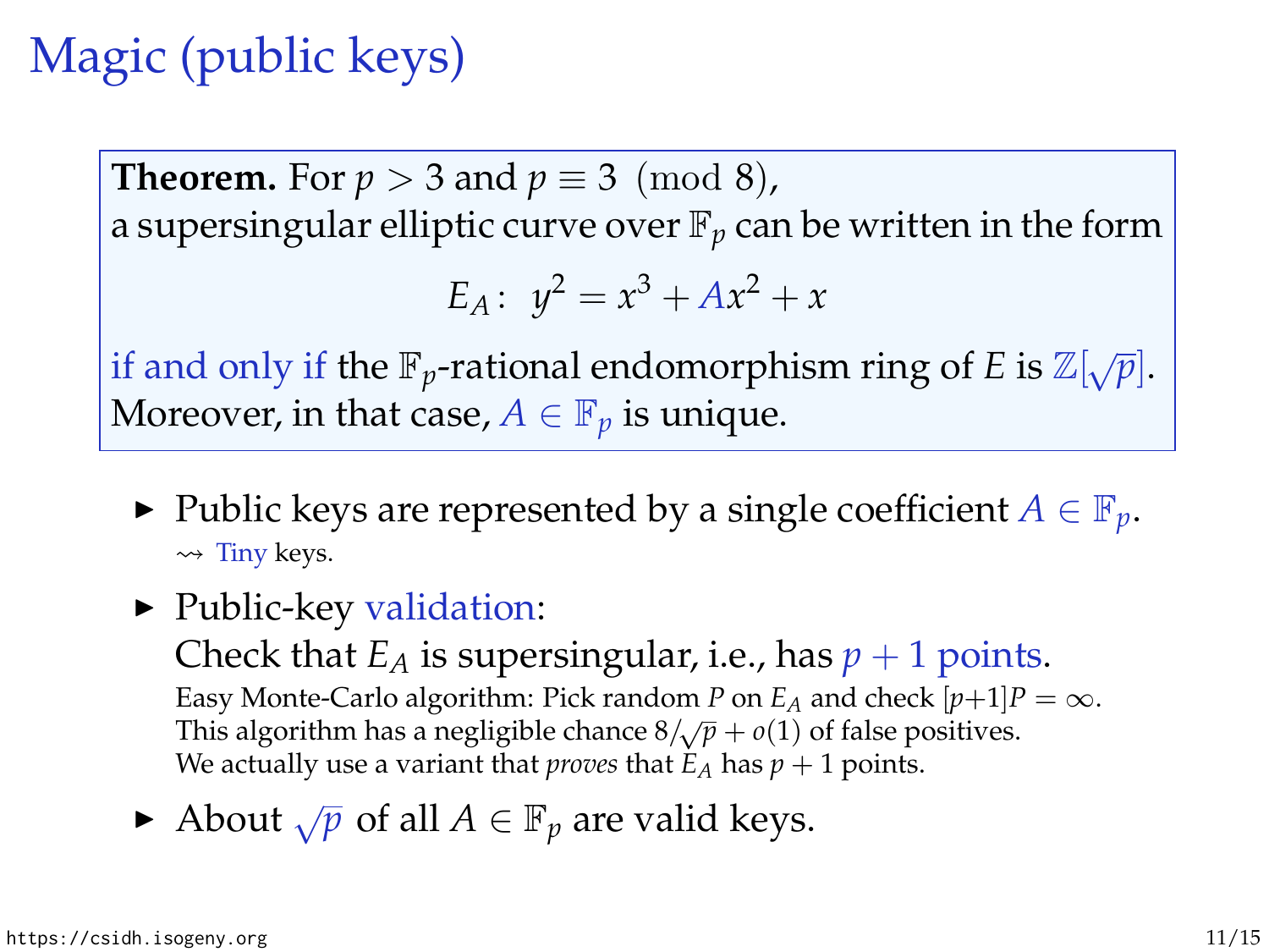# Magic (public keys)

**Theorem.** For $p > 3$ and $p \equiv 3 \pmod 8$,
a supersingular elliptic curve over $\mathbb{F}_p$ can be written in the form

$$E_A\colon\ y^2 = x^3 + Ax^2 + x$$

if and only if the $\mathbb{F}_p$-rational endomorphism ring of $E$ is $\mathbb{Z}[\sqrt{p}]$.
Moreover, in that case, $A \in \mathbb{F}_p$ is unique.

- Public keys are represented by a single coefficient $A \in \mathbb{F}_p$.
  $\rightsquigarrow$ Tiny keys.
- Public-key validation:
  Check that $E_A$ is supersingular, i.e., has $p + 1$ points.
  Easy Monte-Carlo algorithm: Pick random $P$ on $E_A$ and check $[p{+}1]P = \infty$.
  This algorithm has a negligible chance $8/\sqrt{p} + o(1)$ of false positives.
  We actually use a variant that *proves* that $E_A$ has $p + 1$ points.
- About $\sqrt{p}$ of all $A \in \mathbb{F}_p$ are valid keys.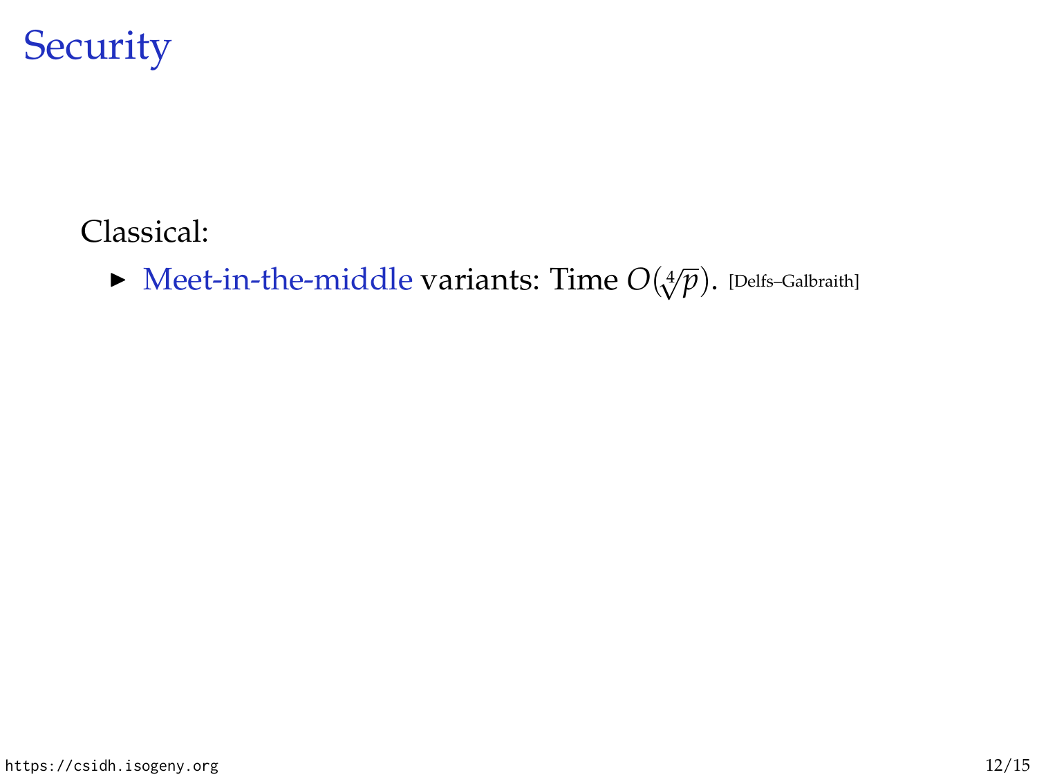# Security

Classical:

- Meet-in-the-middle variants: Time $O(\sqrt[4]{p})$. [Delfs–Galbraith]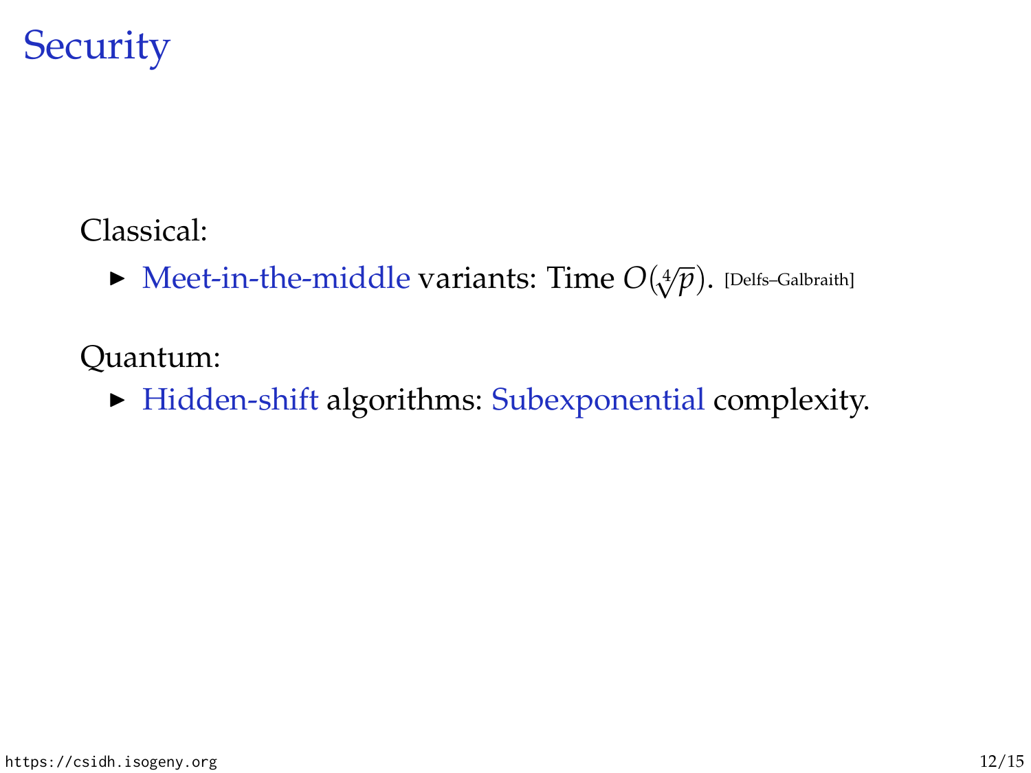# Security

Classical:

- Meet-in-the-middle variants: Time $O(\sqrt[4]{p})$. [Delfs–Galbraith]

Quantum:

- Hidden-shift algorithms: Subexponential complexity.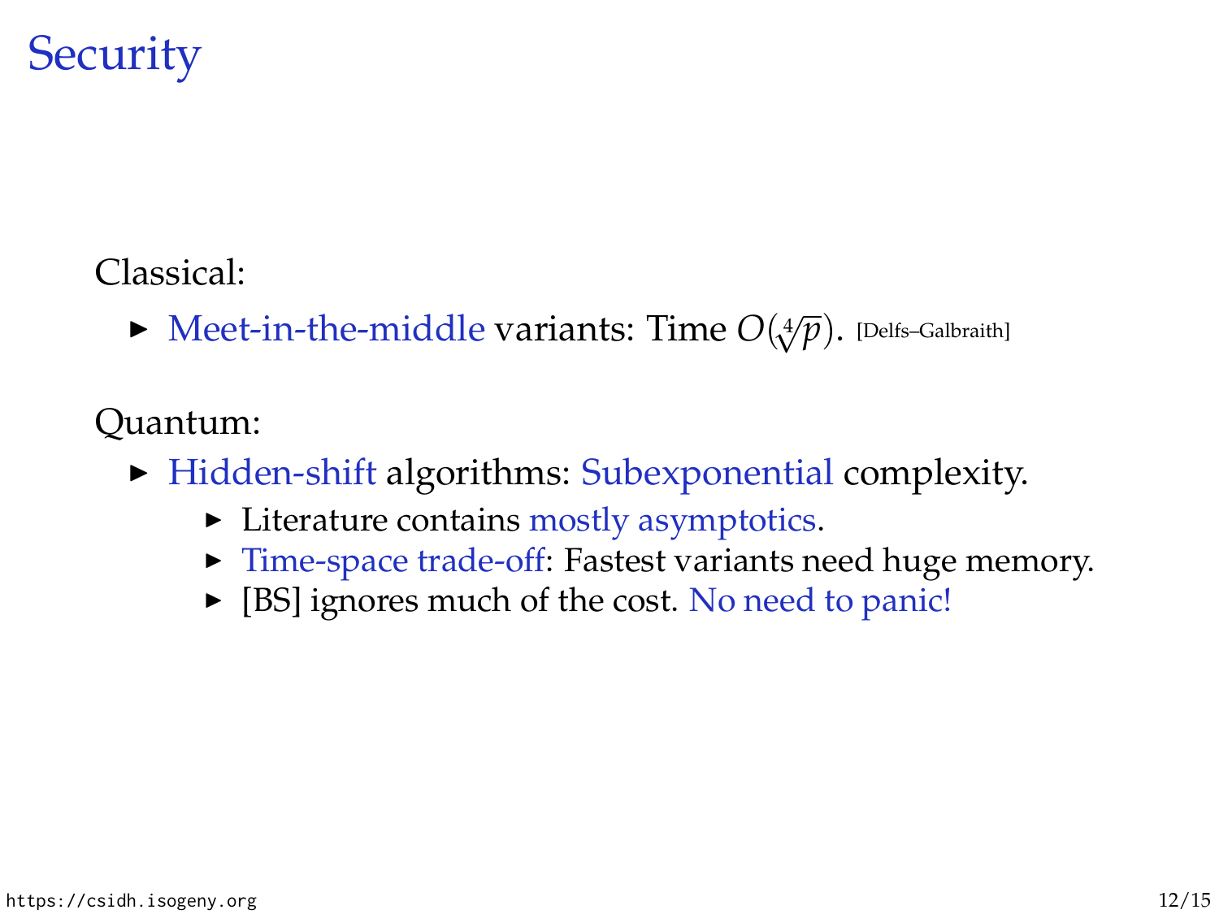# Security

Classical:

- Meet-in-the-middle variants: Time $O(\sqrt[4]{p})$. [Delfs–Galbraith]

Quantum:

- Hidden-shift algorithms: Subexponential complexity.
  - Literature contains mostly asymptotics.
  - Time-space trade-off: Fastest variants need huge memory.
  - [BS] ignores much of the cost. No need to panic!

https://csidh.isogeny.org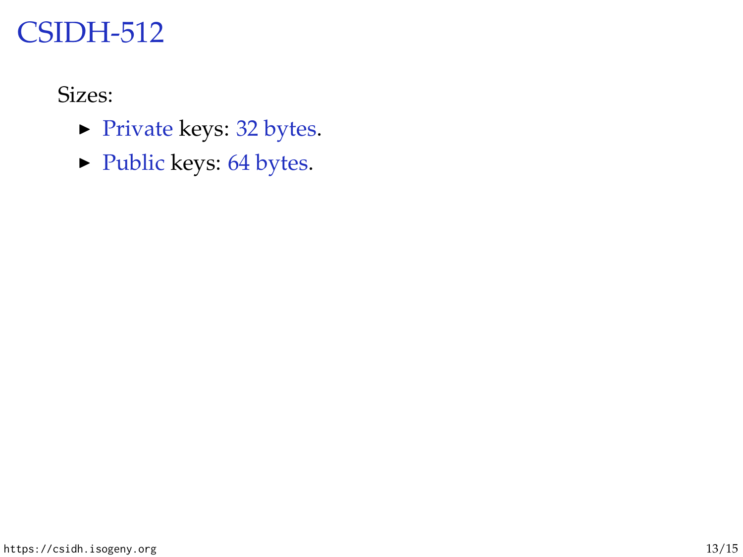# CSIDH-512

Sizes:

- Private keys: 32 bytes.
- Public keys: 64 bytes.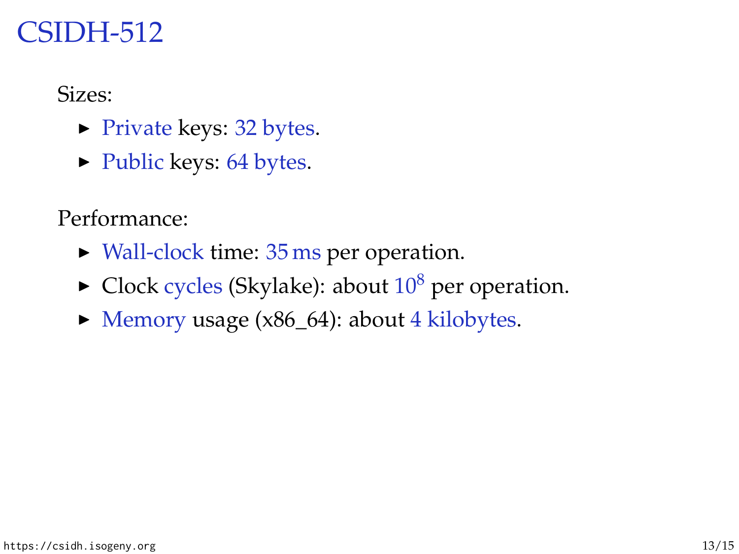# CSIDH-512

Sizes:

- Private keys: 32 bytes.
- Public keys: 64 bytes.

Performance:

- Wall-clock time: 35 ms per operation.
- Clock cycles (Skylake): about $10^8$ per operation.
- Memory usage (x86_64): about 4 kilobytes.

https://csidh.isogeny.org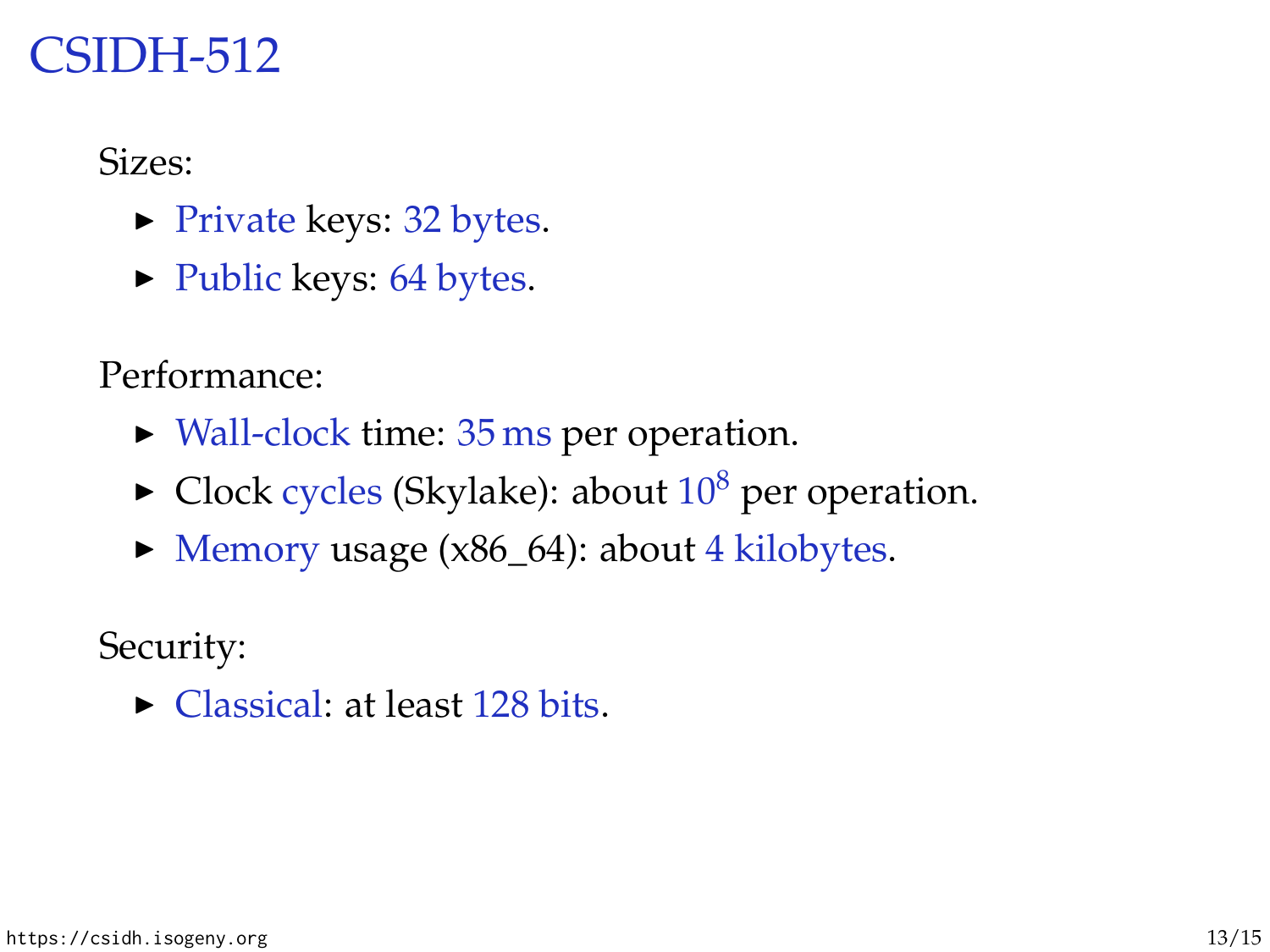# CSIDH-512

Sizes:

- Private keys: 32 bytes.
- Public keys: 64 bytes.

Performance:

- Wall-clock time: 35 ms per operation.
- Clock cycles (Skylake): about $10^8$ per operation.
- Memory usage (x86_64): about 4 kilobytes.

Security:

- Classical: at least 128 bits.

https://csidh.isogeny.org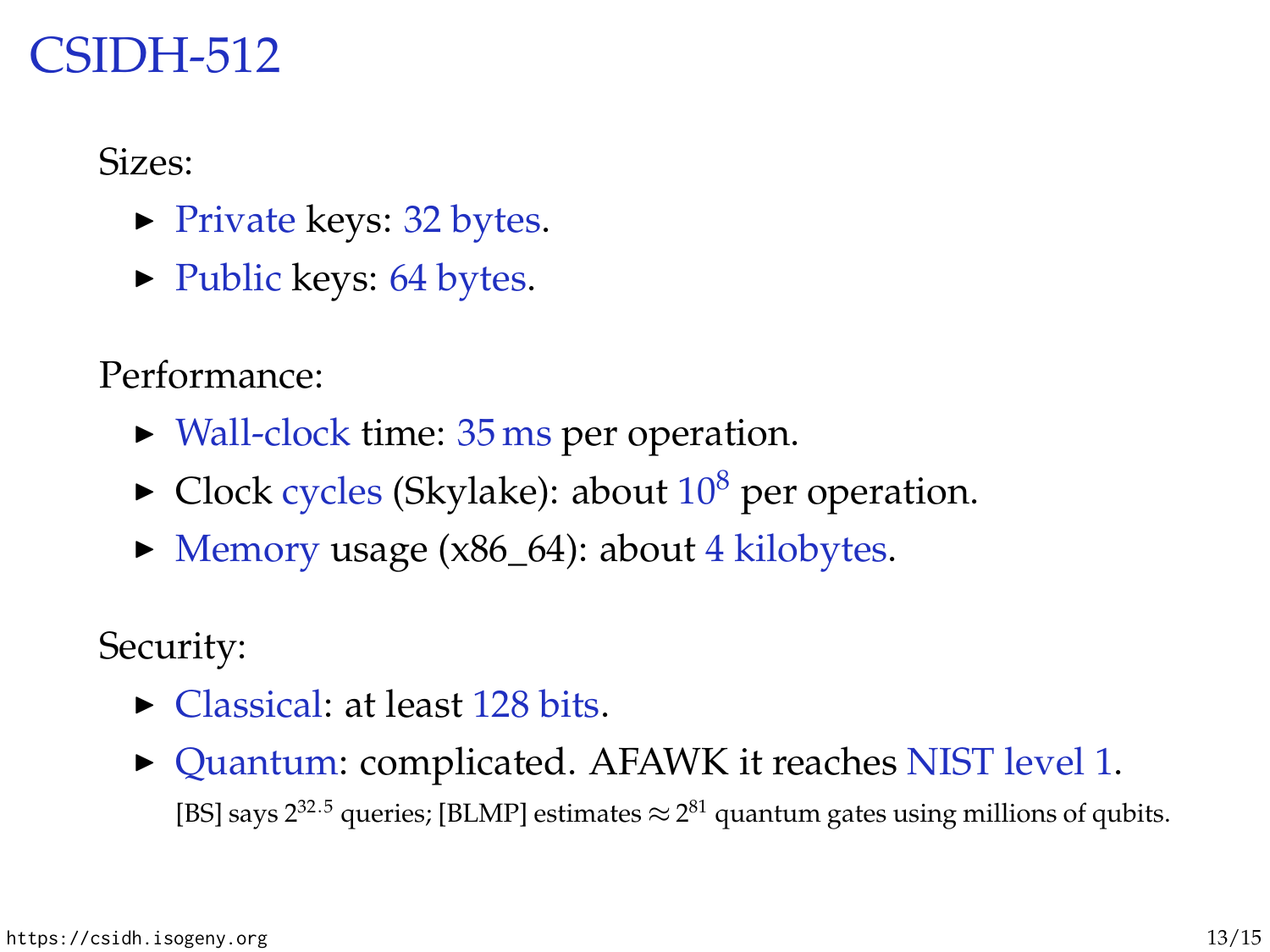# CSIDH-512

Sizes:

- Private keys: 32 bytes.
- Public keys: 64 bytes.

Performance:

- Wall-clock time: 35 ms per operation.
- Clock cycles (Skylake): about $10^8$ per operation.
- Memory usage (x86_64): about 4 kilobytes.

Security:

- Classical: at least 128 bits.
- Quantum: complicated. AFAWK it reaches NIST level 1.
  [BS] says $2^{32.5}$ queries; [BLMP] estimates $\approx 2^{81}$ quantum gates using millions of qubits.

https://csidh.isogeny.org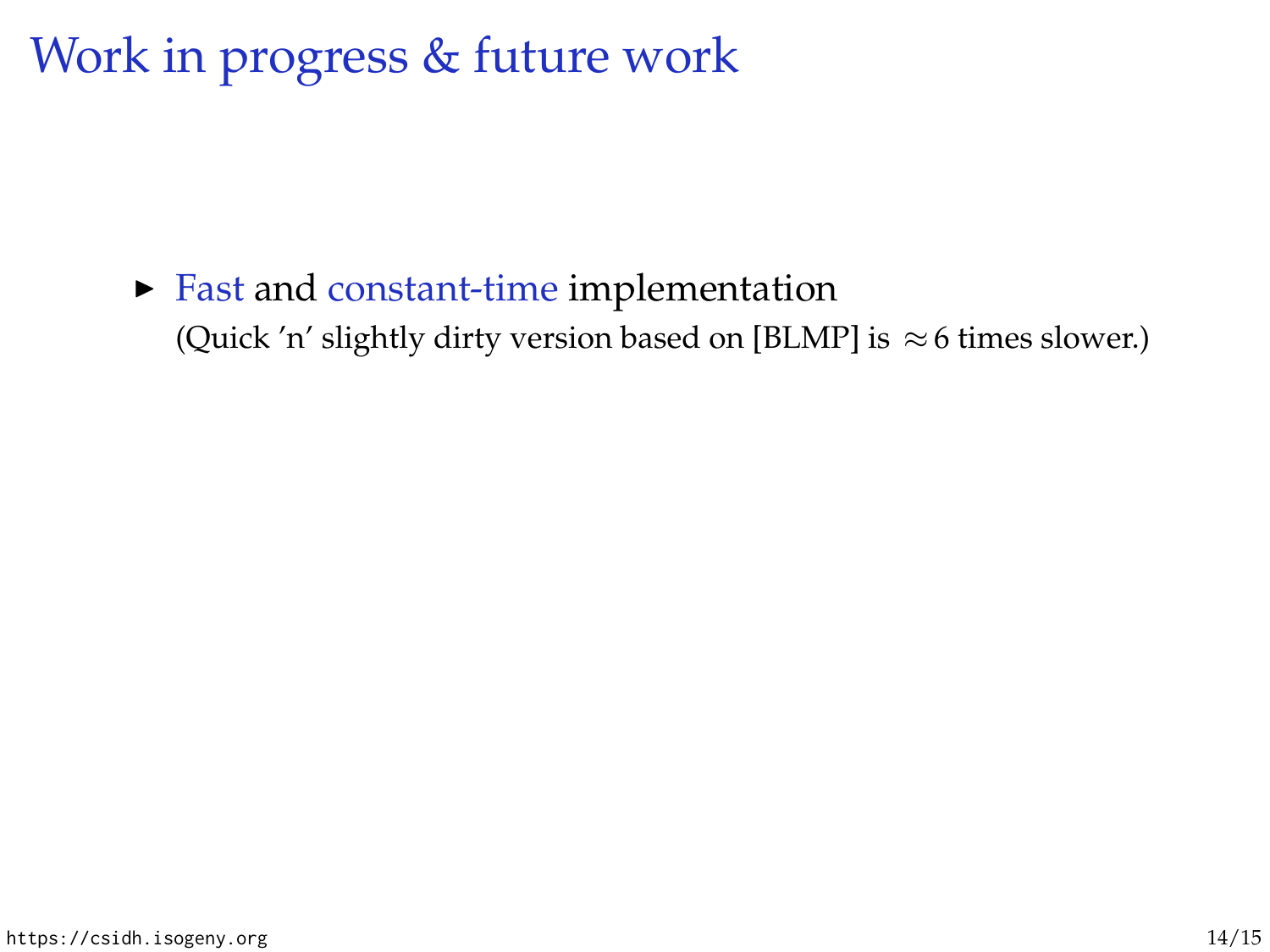# Work in progress & future work

- Fast and constant-time implementation
  (Quick 'n' slightly dirty version based on [BLMP] is $\approx 6$ times slower.)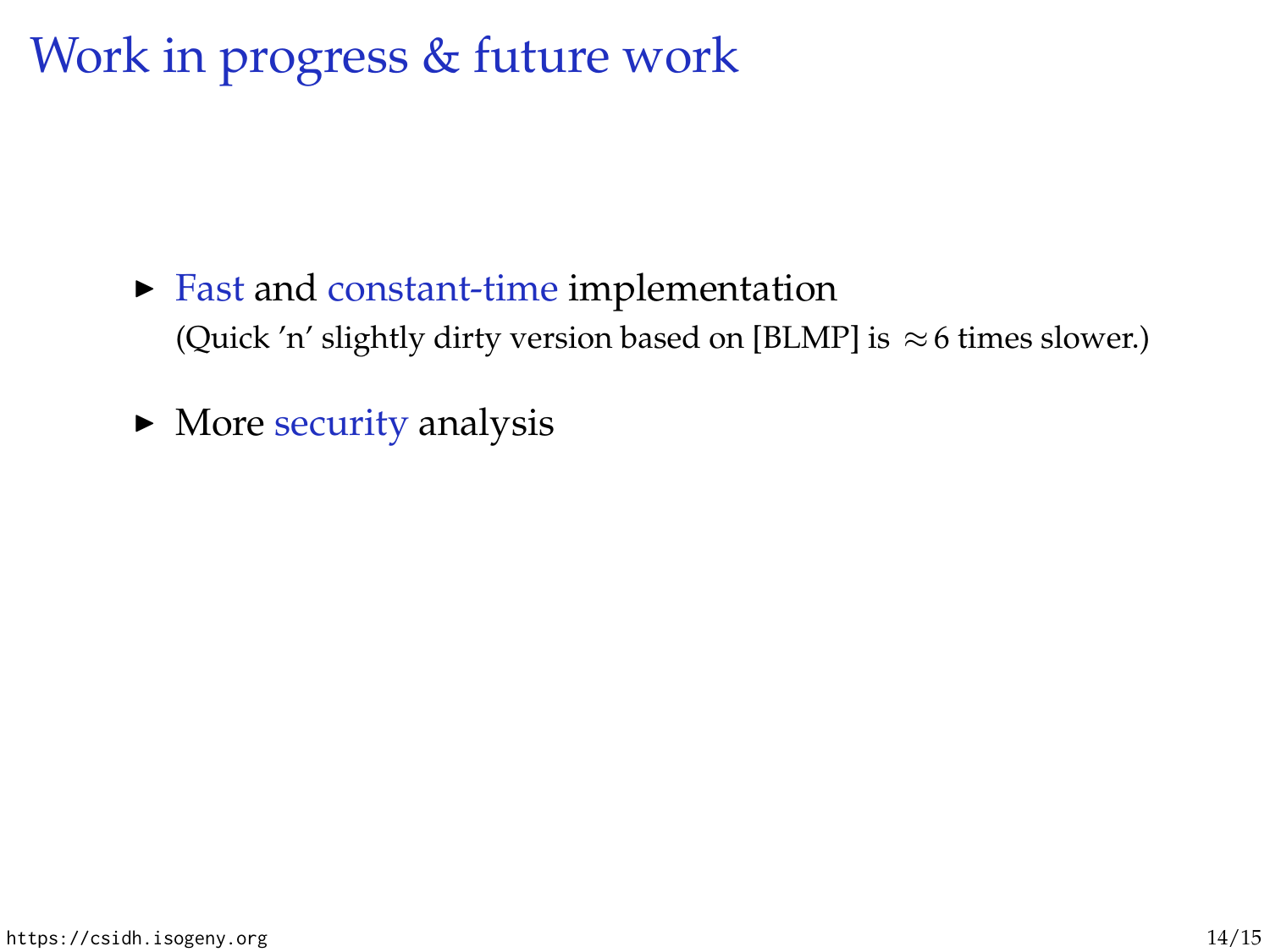# Work in progress & future work

- Fast and constant-time implementation
  (Quick 'n' slightly dirty version based on [BLMP] is $\approx 6$ times slower.)
- More security analysis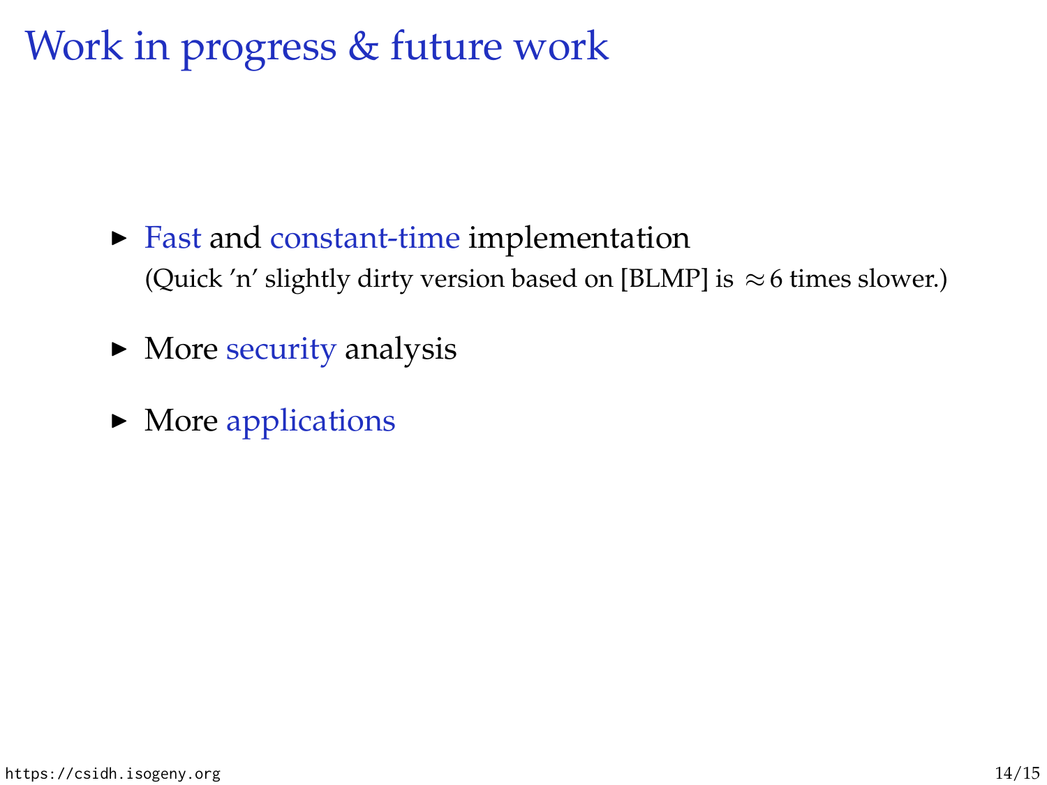# Work in progress & future work

- Fast and constant-time implementation
  (Quick 'n' slightly dirty version based on [BLMP] is $\approx 6$ times slower.)
- More security analysis
- More applications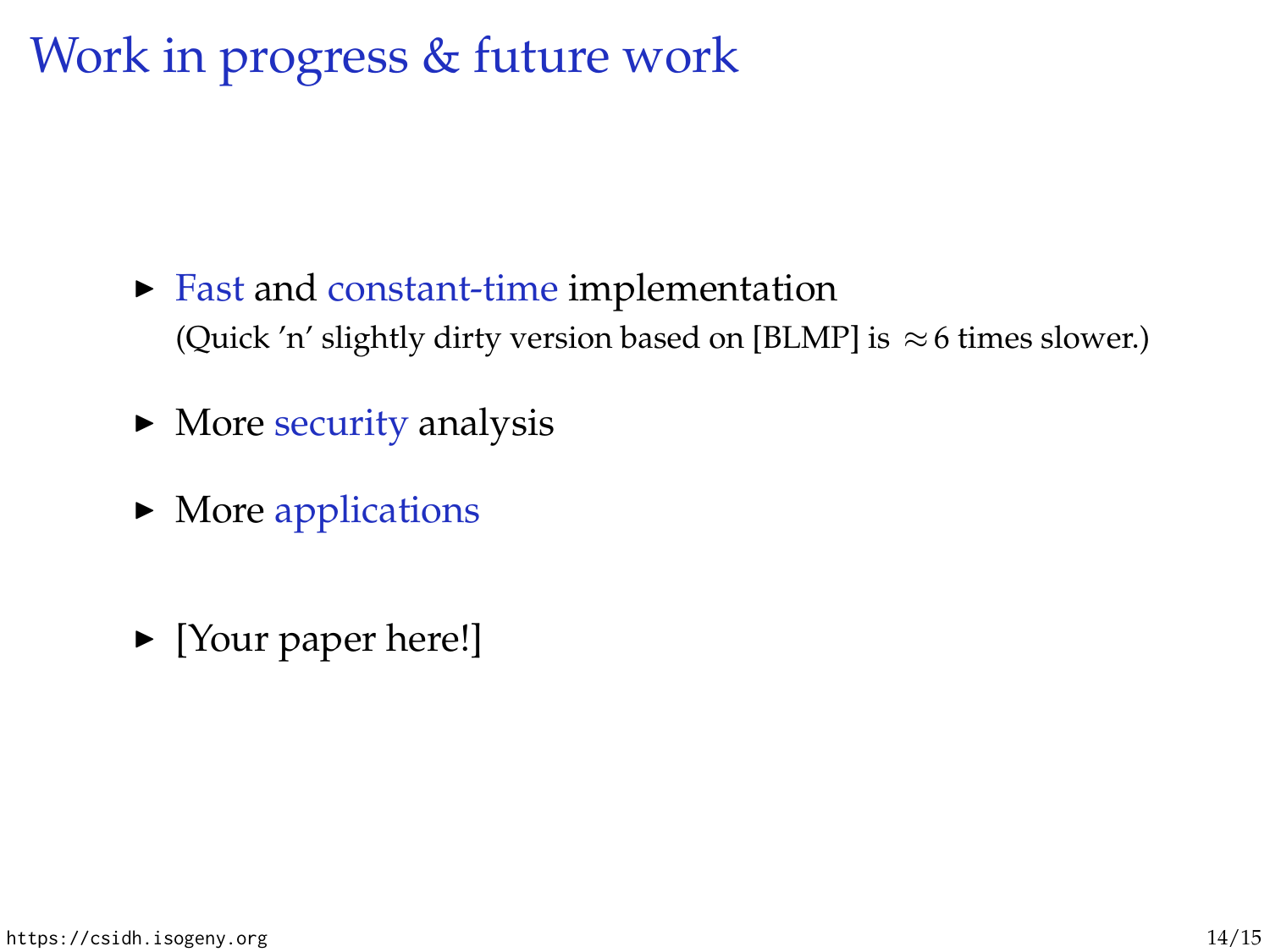# Work in progress & future work

- Fast and constant-time implementation
  (Quick 'n' slightly dirty version based on [BLMP] is $\approx 6$ times slower.)
- More security analysis
- More applications
- [Your paper here!]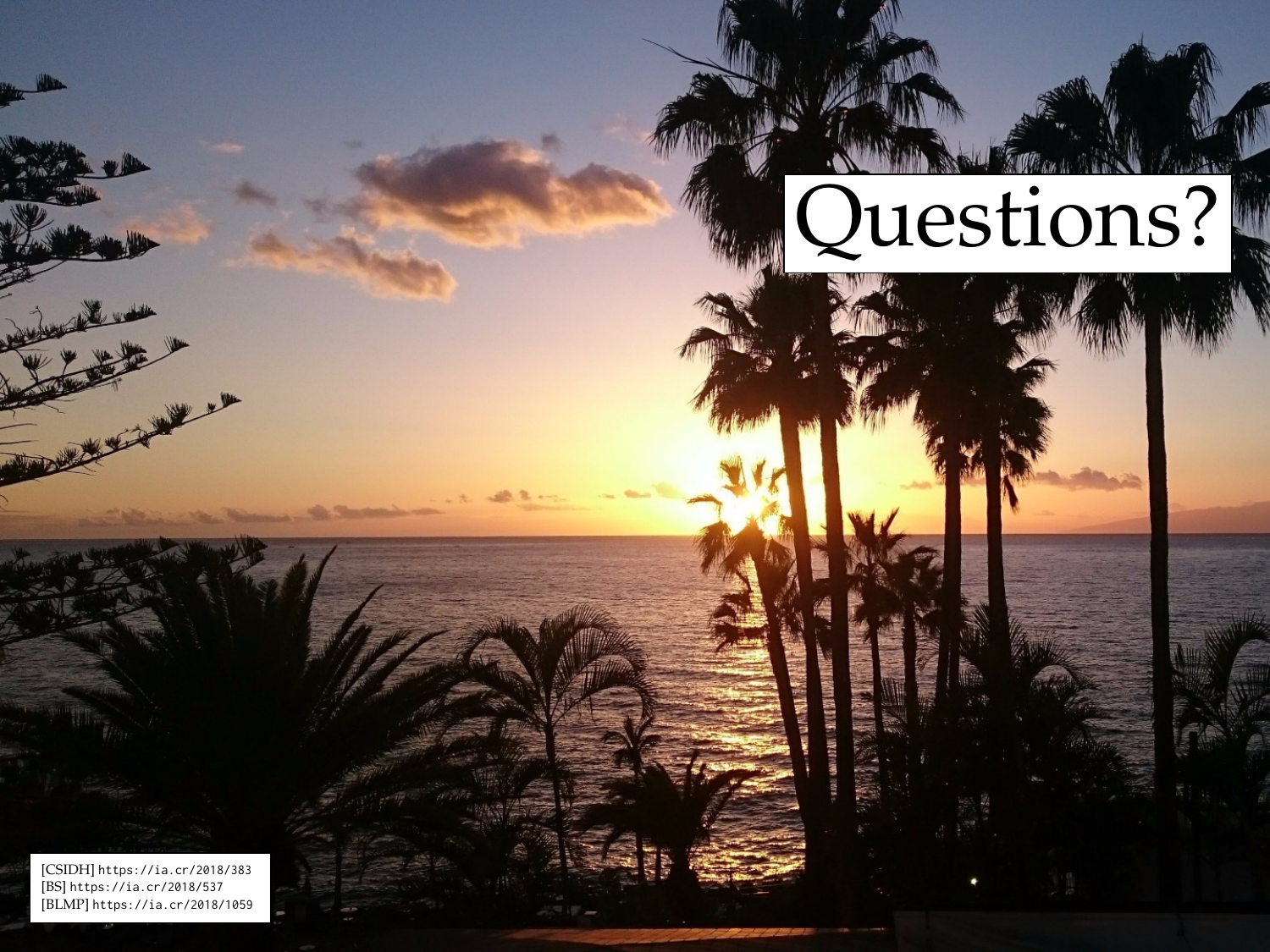# Questions?

[CSIDH] https://ia.cr/2018/383
[BS] https://ia.cr/2018/537
[BLMP] https://ia.cr/2018/1059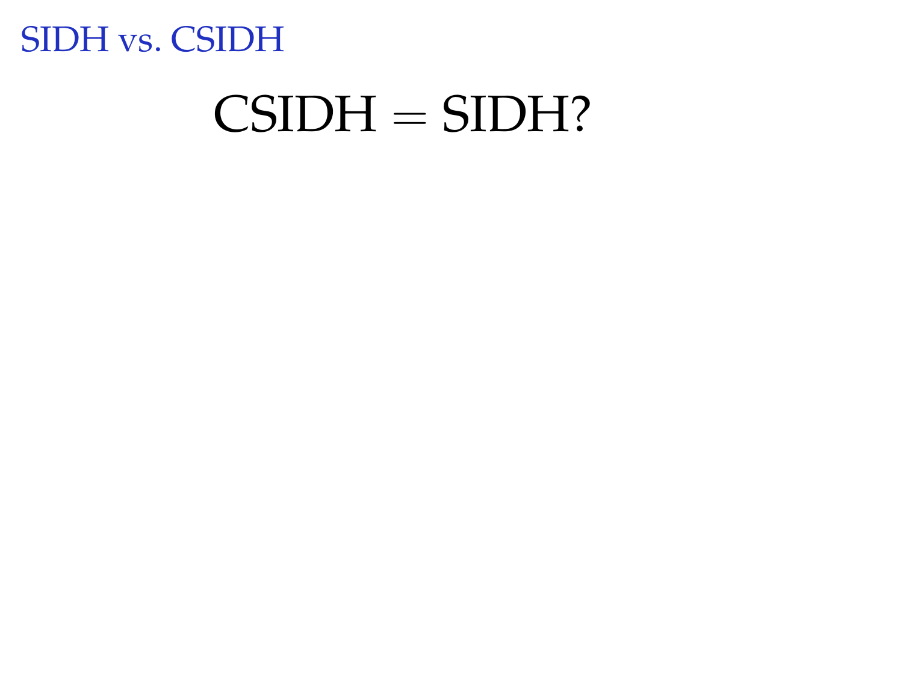# SIDH vs. CSIDH

$$\text{CSIDH} = \text{SIDH?}$$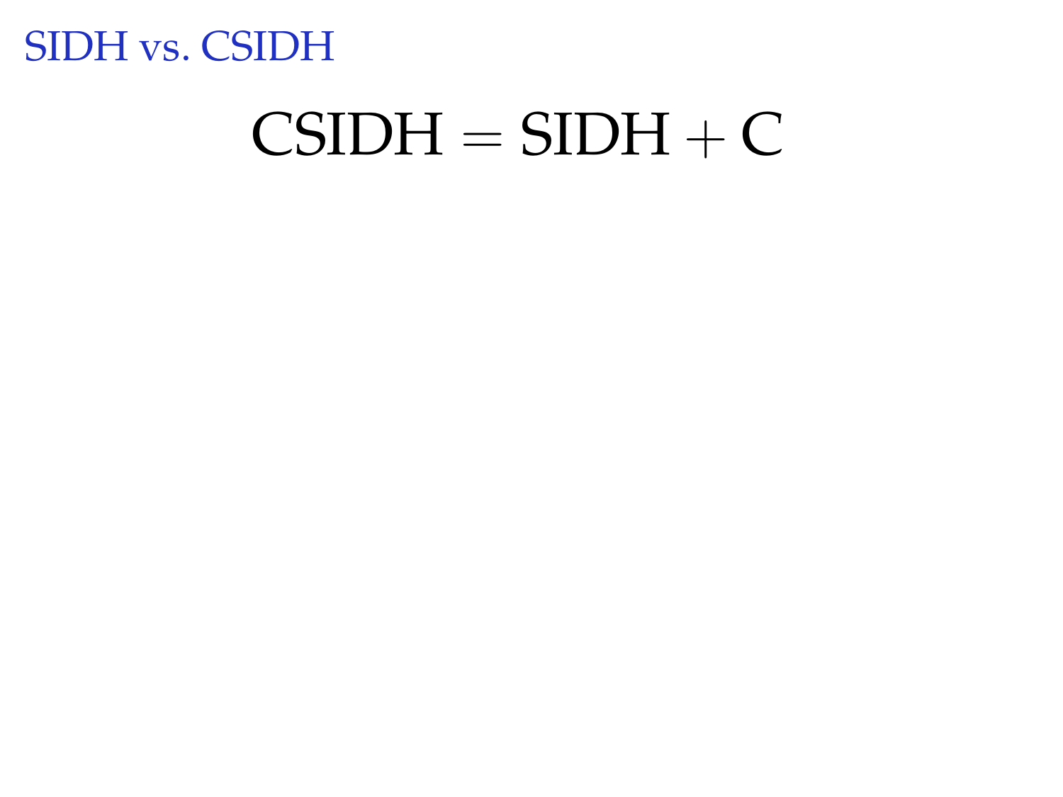# SIDH vs. CSIDH

$$\text{CSIDH} = \text{SIDH} + \text{C}$$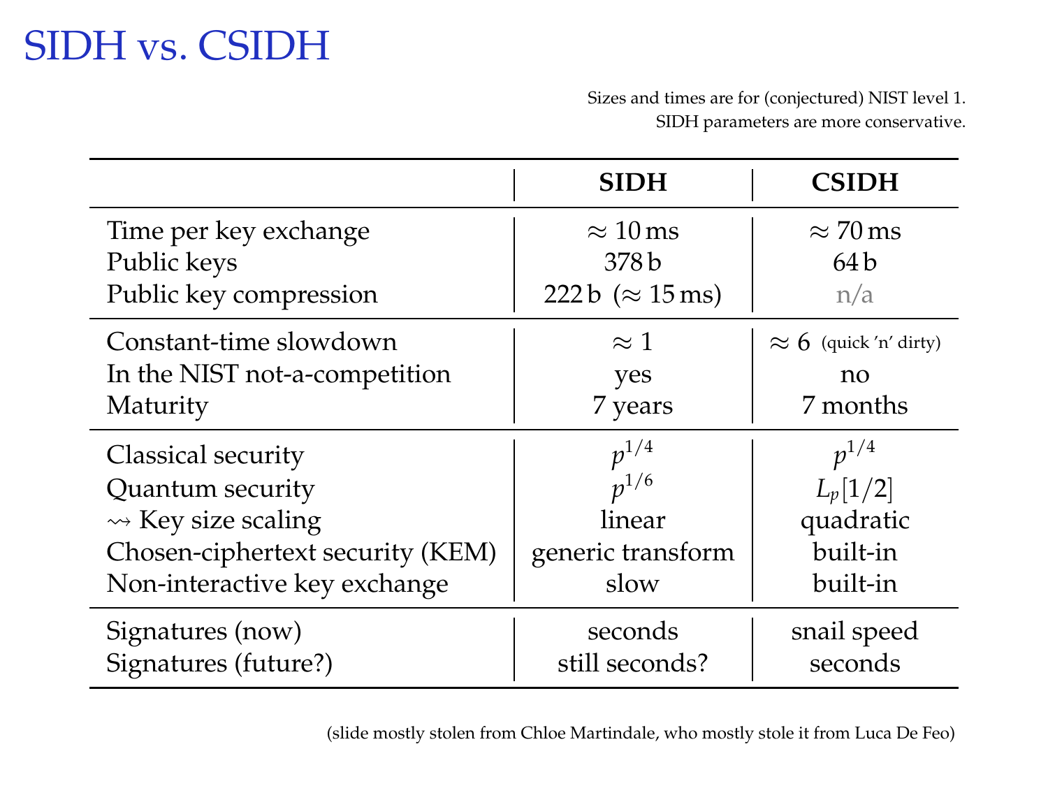# SIDH vs. CSIDH

Sizes and times are for (conjectured) NIST level 1.
SIDH parameters are more conservative.

| | SIDH | CSIDH |
|---|---|---|
| Time per key exchange | $\approx 10\,\text{ms}$ | $\approx 70\,\text{ms}$ |
| Public keys | 378 b | 64 b |
| Public key compression | 222 b ($\approx 15\,\text{ms}$) | n/a |
| Constant-time slowdown | $\approx 1$ | $\approx 6$ (quick 'n' dirty) |
| In the NIST not-a-competition | yes | no |
| Maturity | 7 years | 7 months |
| Classical security | $p^{1/4}$ | $p^{1/4}$ |
| Quantum security | $p^{1/6}$ | $L_p[1/2]$ |
| $\rightsquigarrow$ Key size scaling | linear | quadratic |
| Chosen-ciphertext security (KEM) | generic transform | built-in |
| Non-interactive key exchange | slow | built-in |
| Signatures (now) | seconds | snail speed |
| Signatures (future?) | still seconds? | seconds |

(slide mostly stolen from Chloe Martindale, who mostly stole it from Luca De Feo)